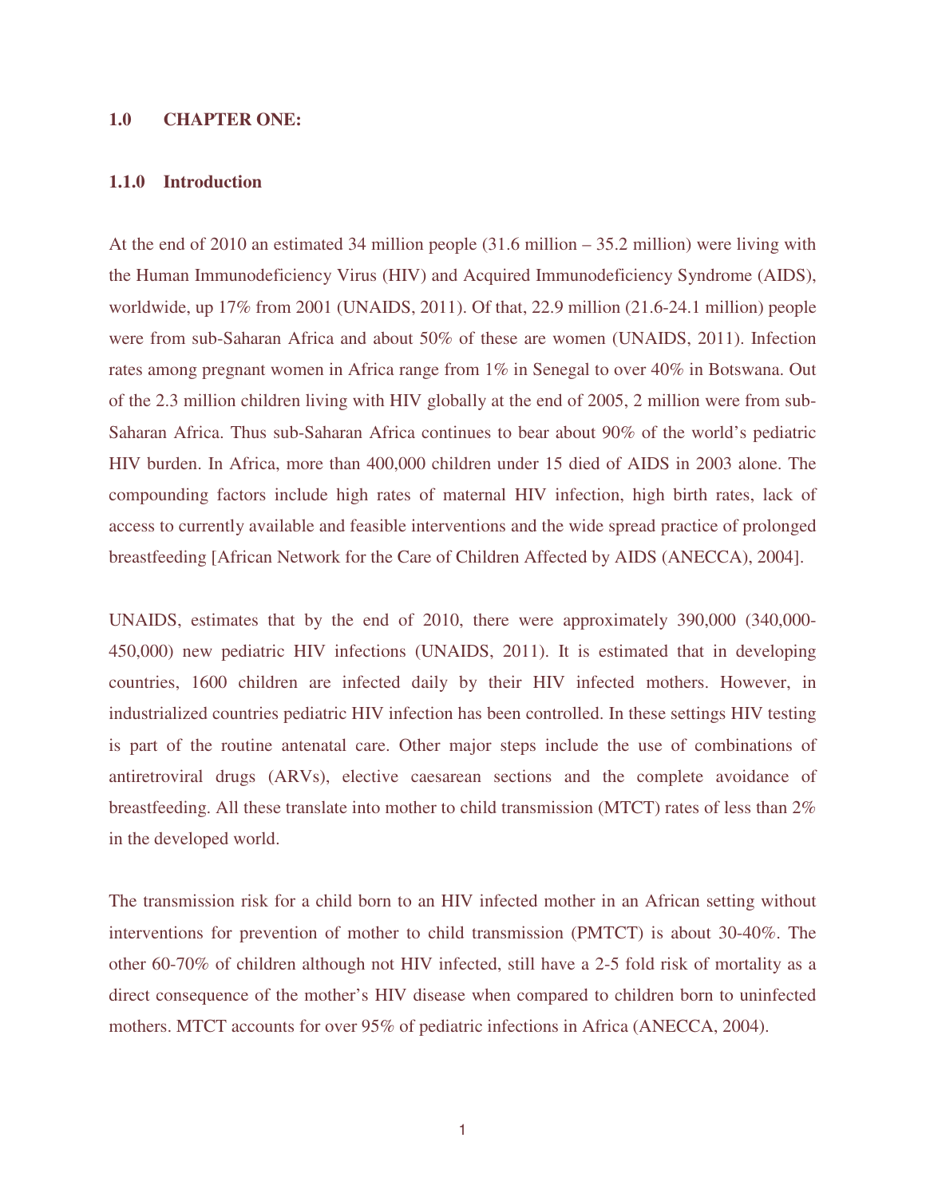# 1.0 CHAPTER ONE:

## 1.1.0 Introduction

At the end of 2010 an estimated 34 million people (31.6 million – 35.2 million) were living with the Human Immunodeficiency Virus (HIV) and Acquired Immunodeficiency Syndrome (AIDS), worldwide, up 17% from 2001 (UNAIDS, 2011). Of that, 22.9 million (21.6-24.1 million) people were from sub-Saharan Africa and about 50% of these are women (UNAIDS, 2011). Infection rates among pregnant women in Africa range from 1% in Senegal to over 40% in Botswana. Out of the 2.3 million children living with HIV globally at the end of 2005, 2 million were from sub-Saharan Africa. Thus sub-Saharan Africa continues to bear about 90% of the world's pediatric HIV burden. In Africa, more than 400,000 children under 15 died of AIDS in 2003 alone. The compounding factors include high rates of maternal HIV infection, high birth rates, lack of access to currently available and feasible interventions and the wide spread practice of prolonged breastfeeding [African Network for the Care of Children Affected by AIDS (ANECCA), 2004].

UNAIDS, estimates that by the end of 2010, there were approximately 390,000 (340,000-450,000) new pediatric HIV infections (UNAIDS, 2011). It is estimated that in developing countries, 1600 children are infected daily by their HIV infected mothers. However, in industrialized countries pediatric HIV infection has been controlled. In these settings HIV testing is part of the routine antenatal care. Other major steps include the use of combinations of antiretroviral drugs (ARVs), elective caesarean sections and the complete avoidance of breastfeeding. All these translate into mother to child transmission (MTCT) rates of less than 2% in the developed world.

The transmission risk for a child born to an HIV infected mother in an African setting without interventions for prevention of mother to child transmission (PMTCT) is about 30-40%. The other 60-70% of children although not HIV infected, still have a 2-5 fold risk of mortality as a direct consequence of the mother's HIV disease when compared to children born to uninfected mothers. MTCT accounts for over 95% of pediatric infections in Africa (ANECCA, 2004).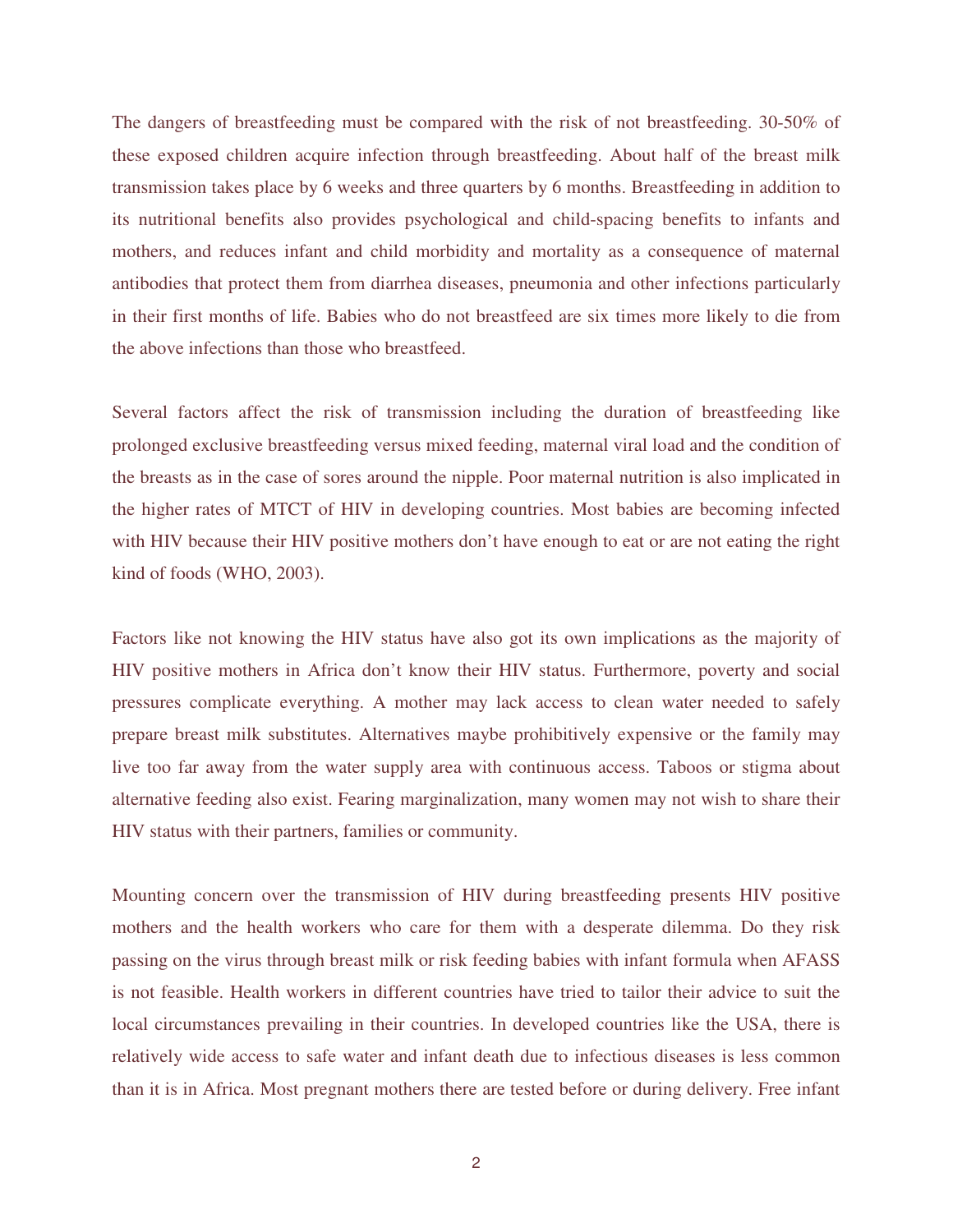The dangers of breastfeeding must be compared with the risk of not breastfeeding. 30-50% of these exposed children acquire infection through breastfeeding. About half of the breast milk transmission takes place by 6 weeks and three quarters by 6 months. Breastfeeding in addition to its nutritional benefits also provides psychological and child-spacing benefits to infants and mothers, and reduces infant and child morbidity and mortality as a consequence of maternal antibodies that protect them from diarrhea diseases, pneumonia and other infections particularly in their first months of life. Babies who do not breastfeed are six times more likely to die from the above infections than those who breastfeed.

Several factors affect the risk of transmission including the duration of breastfeeding like prolonged exclusive breastfeeding versus mixed feeding, maternal viral load and the condition of the breasts as in the case of sores around the nipple. Poor maternal nutrition is also implicated in the higher rates of MTCT of HIV in developing countries. Most babies are becoming infected with HIV because their HIV positive mothers don't have enough to eat or are not eating the right kind of foods (WHO, 2003).

Factors like not knowing the HIV status have also got its own implications as the majority of HIV positive mothers in Africa don't know their HIV status. Furthermore, poverty and social pressures complicate everything. A mother may lack access to clean water needed to safely prepare breast milk substitutes. Alternatives maybe prohibitively expensive or the family may live too far away from the water supply area with continuous access. Taboos or stigma about alternative feeding also exist. Fearing marginalization, many women may not wish to share their HIV status with their partners, families or community.

Mounting concern over the transmission of HIV during breastfeeding presents HIV positive mothers and the health workers who care for them with a desperate dilemma. Do they risk passing on the virus through breast milk or risk feeding babies with infant formula when AFASS is not feasible. Health workers in different countries have tried to tailor their advice to suit the local circumstances prevailing in their countries. In developed countries like the USA, there is relatively wide access to safe water and infant death due to infectious diseases is less common than it is in Africa. Most pregnant mothers there are tested before or during delivery. Free infant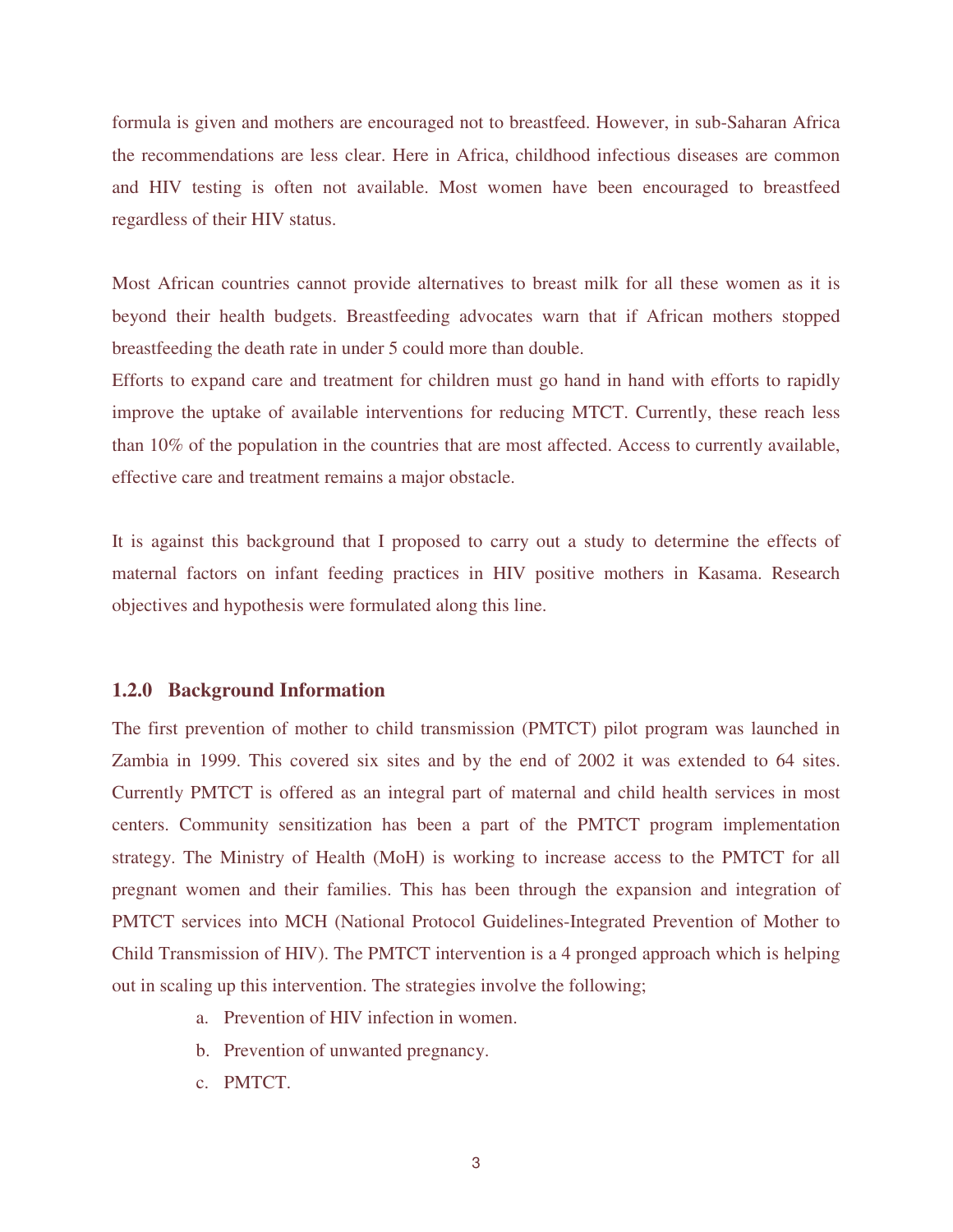formula is given and mothers are encouraged not to breastfeed. However, in sub-Saharan Africa the recommendations are less clear. Here in Africa, childhood infectious diseases are common and HIV testing is often not available. Most women have been encouraged to breastfeed regardless of their HIV status.

Most African countries cannot provide alternatives to breast milk for all these women as it is beyond their health budgets. Breastfeeding advocates warn that if African mothers stopped breastfeeding the death rate in under 5 could more than double.

Efforts to expand care and treatment for children must go hand in hand with efforts to rapidly improve the uptake of available interventions for reducing MTCT. Currently, these reach less than 10% of the population in the countries that are most affected. Access to currently available, effective care and treatment remains a major obstacle.

It is against this background that I proposed to carry out a study to determine the effects of maternal factors on infant feeding practices in HIV positive mothers in Kasama. Research objectives and hypothesis were formulated along this line.

### 1.2.0 Background Information

The first prevention of mother to child transmission (PMTCT) pilot program was launched in Zambia in 1999. This covered six sites and by the end of 2002 it was extended to 64 sites. Currently PMTCT is offered as an integral part of maternal and child health services in most centers. Community sensitization has been a part of the PMTCT program implementation strategy. The Ministry of Health (MoH) is working to increase access to the PMTCT for all pregnant women and their families. This has been through the expansion and integration of PMTCT services into MCH (National Protocol Guidelines-Integrated Prevention of Mother to Child Transmission of HIV). The PMTCT intervention is a 4 pronged approach which is helping out in scaling up this intervention. The strategies involve the following;

a. Prevention of HIV infection in women.
b. Prevention of unwanted pregnancy.
c. PMTCT.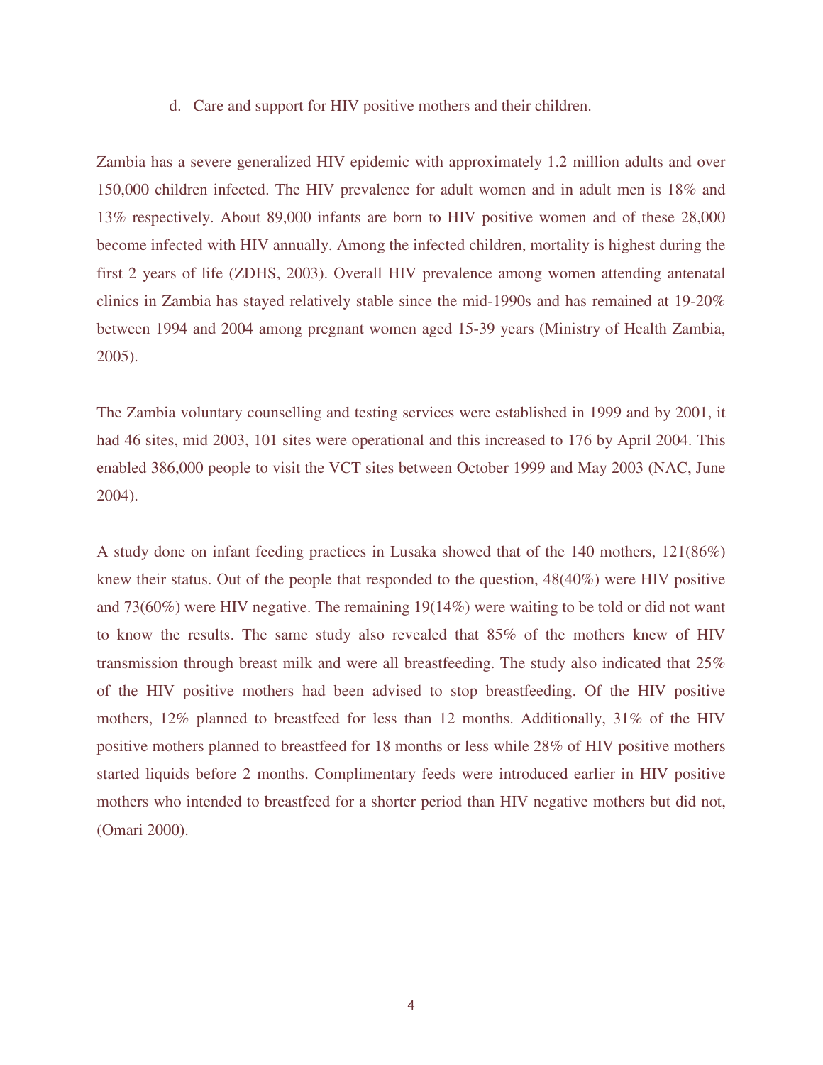d. Care and support for HIV positive mothers and their children.

Zambia has a severe generalized HIV epidemic with approximately 1.2 million adults and over 150,000 children infected. The HIV prevalence for adult women and in adult men is 18% and 13% respectively. About 89,000 infants are born to HIV positive women and of these 28,000 become infected with HIV annually. Among the infected children, mortality is highest during the first 2 years of life (ZDHS, 2003). Overall HIV prevalence among women attending antenatal clinics in Zambia has stayed relatively stable since the mid-1990s and has remained at 19-20% between 1994 and 2004 among pregnant women aged 15-39 years (Ministry of Health Zambia, 2005).

The Zambia voluntary counselling and testing services were established in 1999 and by 2001, it had 46 sites, mid 2003, 101 sites were operational and this increased to 176 by April 2004. This enabled 386,000 people to visit the VCT sites between October 1999 and May 2003 (NAC, June 2004).

A study done on infant feeding practices in Lusaka showed that of the 140 mothers, 121(86%) knew their status. Out of the people that responded to the question, 48(40%) were HIV positive and 73(60%) were HIV negative. The remaining 19(14%) were waiting to be told or did not want to know the results. The same study also revealed that 85% of the mothers knew of HIV transmission through breast milk and were all breastfeeding. The study also indicated that 25% of the HIV positive mothers had been advised to stop breastfeeding. Of the HIV positive mothers, 12% planned to breastfeed for less than 12 months. Additionally, 31% of the HIV positive mothers planned to breastfeed for 18 months or less while 28% of HIV positive mothers started liquids before 2 months. Complimentary feeds were introduced earlier in HIV positive mothers who intended to breastfeed for a shorter period than HIV negative mothers but did not, (Omari 2000).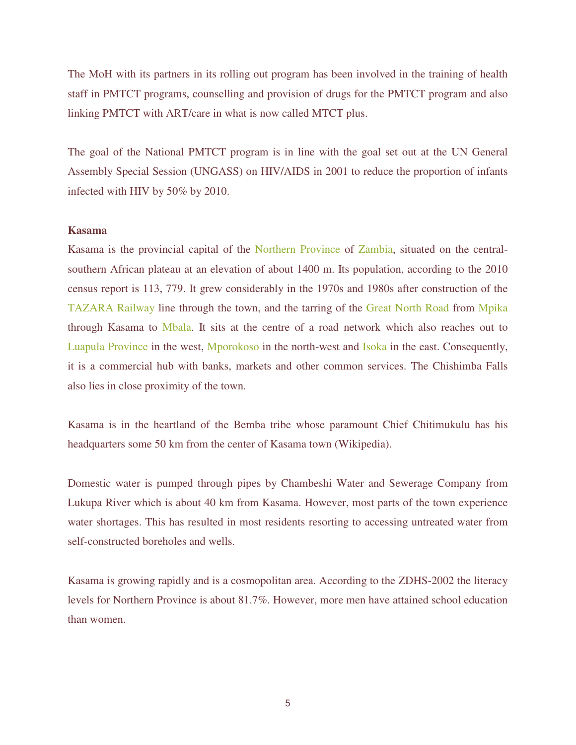The MoH with its partners in its rolling out program has been involved in the training of health staff in PMTCT programs, counselling and provision of drugs for the PMTCT program and also linking PMTCT with ART/care in what is now called MTCT plus.

The goal of the National PMTCT program is in line with the goal set out at the UN General Assembly Special Session (UNGASS) on HIV/AIDS in 2001 to reduce the proportion of infants infected with HIV by 50% by 2010.

**Kasama**

Kasama is the provincial capital of the Northern Province of Zambia, situated on the central-southern African plateau at an elevation of about 1400 m. Its population, according to the 2010 census report is 113, 779. It grew considerably in the 1970s and 1980s after construction of the TAZARA Railway line through the town, and the tarring of the Great North Road from Mpika through Kasama to Mbala. It sits at the centre of a road network which also reaches out to Luapula Province in the west, Mporokoso in the north-west and Isoka in the east. Consequently, it is a commercial hub with banks, markets and other common services. The Chishimba Falls also lies in close proximity of the town.

Kasama is in the heartland of the Bemba tribe whose paramount Chief Chitimukulu has his headquarters some 50 km from the center of Kasama town (Wikipedia).

Domestic water is pumped through pipes by Chambeshi Water and Sewerage Company from Lukupa River which is about 40 km from Kasama. However, most parts of the town experience water shortages. This has resulted in most residents resorting to accessing untreated water from self-constructed boreholes and wells.

Kasama is growing rapidly and is a cosmopolitan area. According to the ZDHS-2002 the literacy levels for Northern Province is about 81.7%. However, more men have attained school education than women.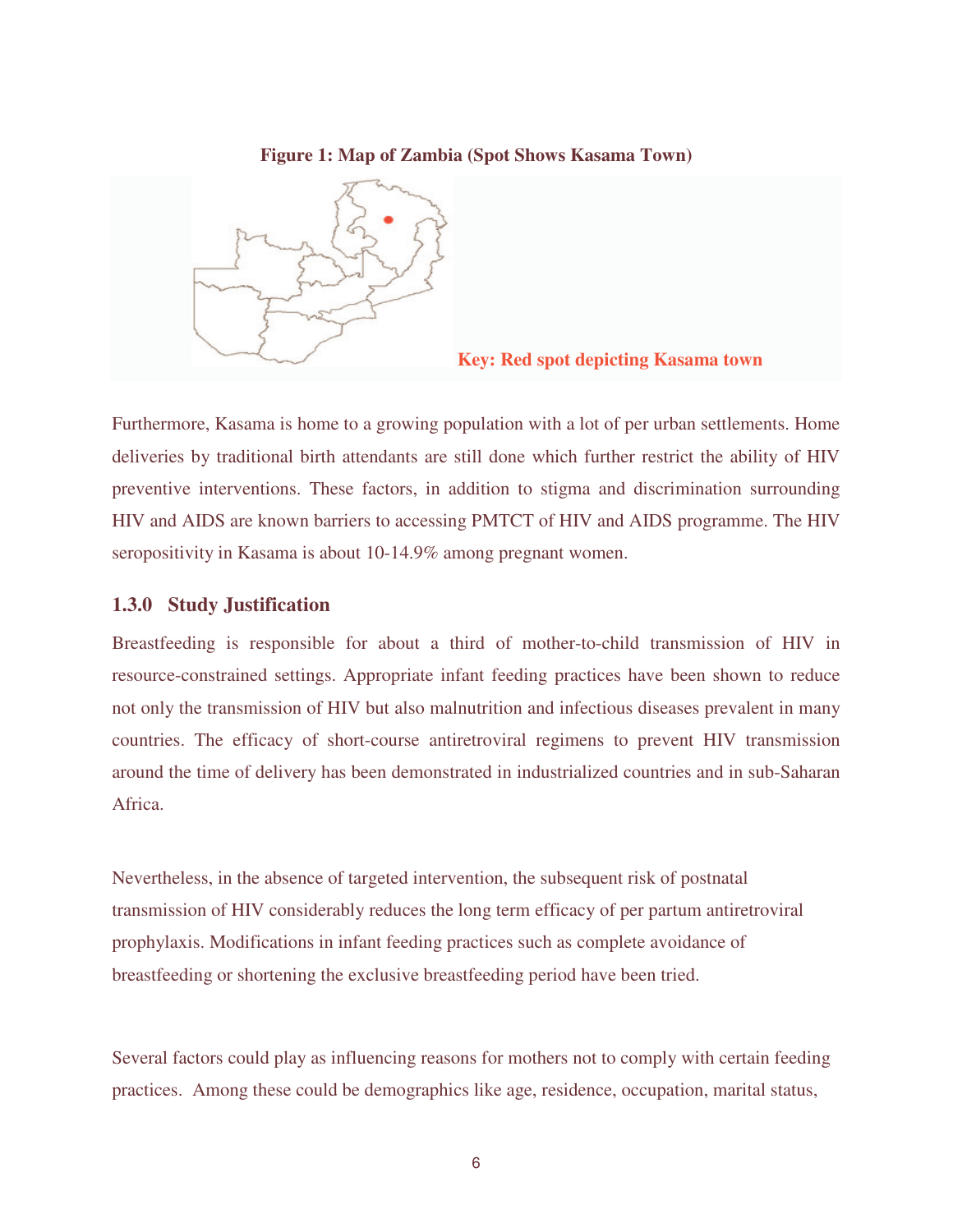**Figure 1: Map of Zambia (Spot Shows Kasama Town)**

Key: Red spot depicting Kasama town

Furthermore, Kasama is home to a growing population with a lot of per urban settlements. Home deliveries by traditional birth attendants are still done which further restrict the ability of HIV preventive interventions. These factors, in addition to stigma and discrimination surrounding HIV and AIDS are known barriers to accessing PMTCT of HIV and AIDS programme. The HIV seropositivity in Kasama is about 10-14.9% among pregnant women.

### 1.3.0 Study Justification

Breastfeeding is responsible for about a third of mother-to-child transmission of HIV in resource-constrained settings. Appropriate infant feeding practices have been shown to reduce not only the transmission of HIV but also malnutrition and infectious diseases prevalent in many countries. The efficacy of short-course antiretroviral regimens to prevent HIV transmission around the time of delivery has been demonstrated in industrialized countries and in sub-Saharan Africa.

Nevertheless, in the absence of targeted intervention, the subsequent risk of postnatal transmission of HIV considerably reduces the long term efficacy of per partum antiretroviral prophylaxis. Modifications in infant feeding practices such as complete avoidance of breastfeeding or shortening the exclusive breastfeeding period have been tried.

Several factors could play as influencing reasons for mothers not to comply with certain feeding practices. Among these could be demographics like age, residence, occupation, marital status,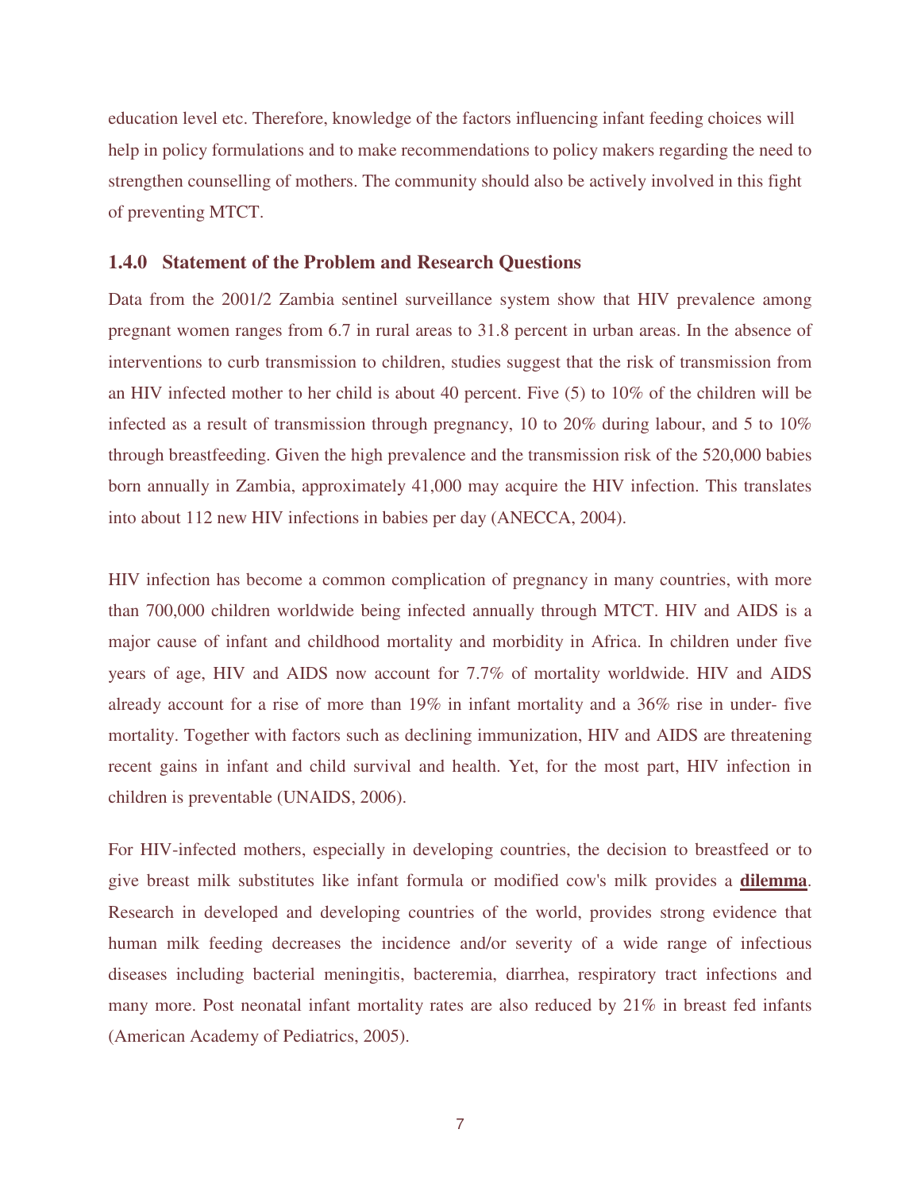education level etc. Therefore, knowledge of the factors influencing infant feeding choices will help in policy formulations and to make recommendations to policy makers regarding the need to strengthen counselling of mothers. The community should also be actively involved in this fight of preventing MTCT.

### 1.4.0 Statement of the Problem and Research Questions

Data from the 2001/2 Zambia sentinel surveillance system show that HIV prevalence among pregnant women ranges from 6.7 in rural areas to 31.8 percent in urban areas. In the absence of interventions to curb transmission to children, studies suggest that the risk of transmission from an HIV infected mother to her child is about 40 percent. Five (5) to 10% of the children will be infected as a result of transmission through pregnancy, 10 to 20% during labour, and 5 to 10% through breastfeeding. Given the high prevalence and the transmission risk of the 520,000 babies born annually in Zambia, approximately 41,000 may acquire the HIV infection. This translates into about 112 new HIV infections in babies per day (ANECCA, 2004).

HIV infection has become a common complication of pregnancy in many countries, with more than 700,000 children worldwide being infected annually through MTCT. HIV and AIDS is a major cause of infant and childhood mortality and morbidity in Africa. In children under five years of age, HIV and AIDS now account for 7.7% of mortality worldwide. HIV and AIDS already account for a rise of more than 19% in infant mortality and a 36% rise in under- five mortality. Together with factors such as declining immunization, HIV and AIDS are threatening recent gains in infant and child survival and health. Yet, for the most part, HIV infection in children is preventable (UNAIDS, 2006).

For HIV-infected mothers, especially in developing countries, the decision to breastfeed or to give breast milk substitutes like infant formula or modified cow's milk provides a **dilemma**. Research in developed and developing countries of the world, provides strong evidence that human milk feeding decreases the incidence and/or severity of a wide range of infectious diseases including bacterial meningitis, bacteremia, diarrhea, respiratory tract infections and many more. Post neonatal infant mortality rates are also reduced by 21% in breast fed infants (American Academy of Pediatrics, 2005).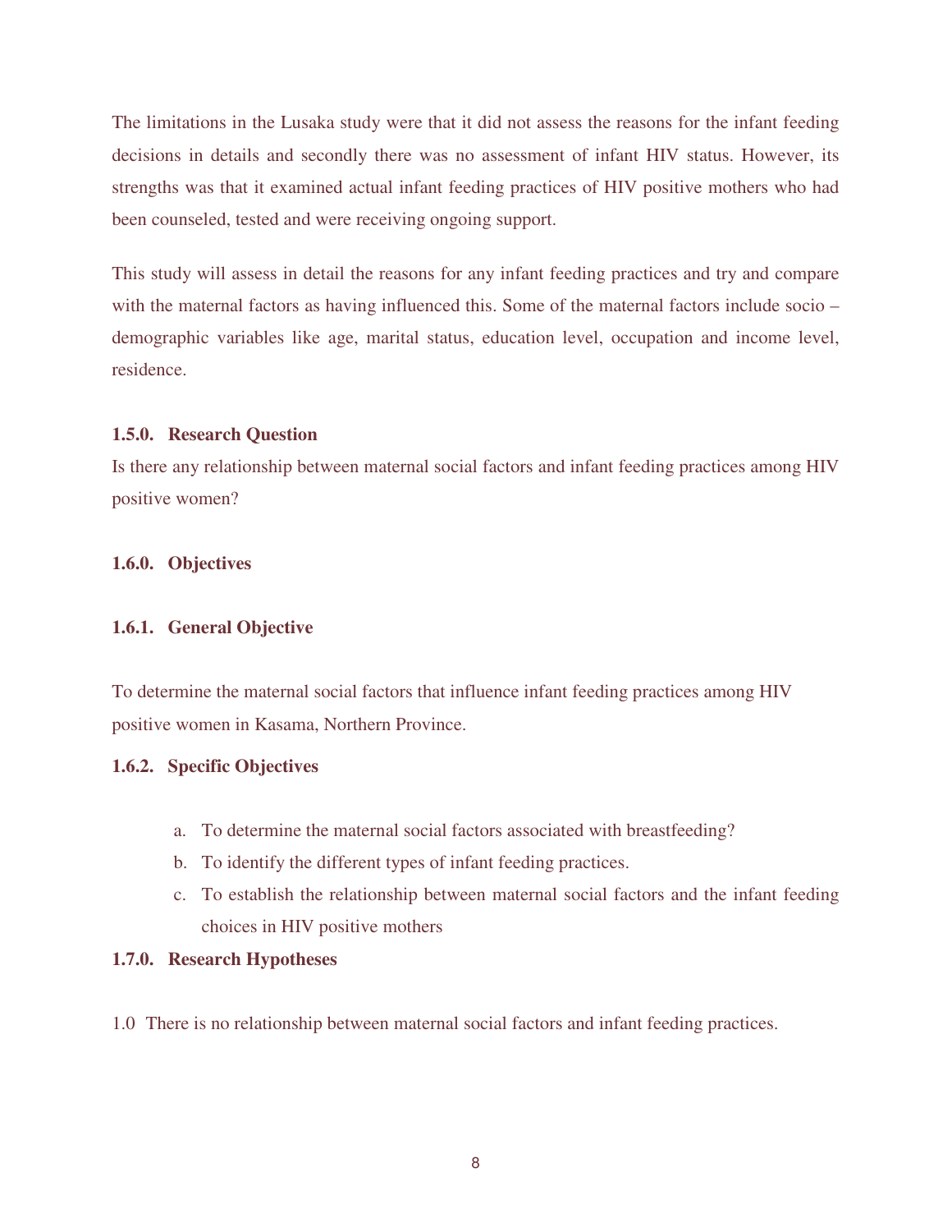The limitations in the Lusaka study were that it did not assess the reasons for the infant feeding decisions in details and secondly there was no assessment of infant HIV status. However, its strengths was that it examined actual infant feeding practices of HIV positive mothers who had been counseled, tested and were receiving ongoing support.

This study will assess in detail the reasons for any infant feeding practices and try and compare with the maternal factors as having influenced this. Some of the maternal factors include socio – demographic variables like age, marital status, education level, occupation and income level, residence.

### 1.5.0. Research Question

Is there any relationship between maternal social factors and infant feeding practices among HIV positive women?

### 1.6.0. Objectives

#### 1.6.1. General Objective

To determine the maternal social factors that influence infant feeding practices among HIV positive women in Kasama, Northern Province.

#### 1.6.2. Specific Objectives

a. To determine the maternal social factors associated with breastfeeding?
b. To identify the different types of infant feeding practices.
c. To establish the relationship between maternal social factors and the infant feeding choices in HIV positive mothers

### 1.7.0. Research Hypotheses

1.0 There is no relationship between maternal social factors and infant feeding practices.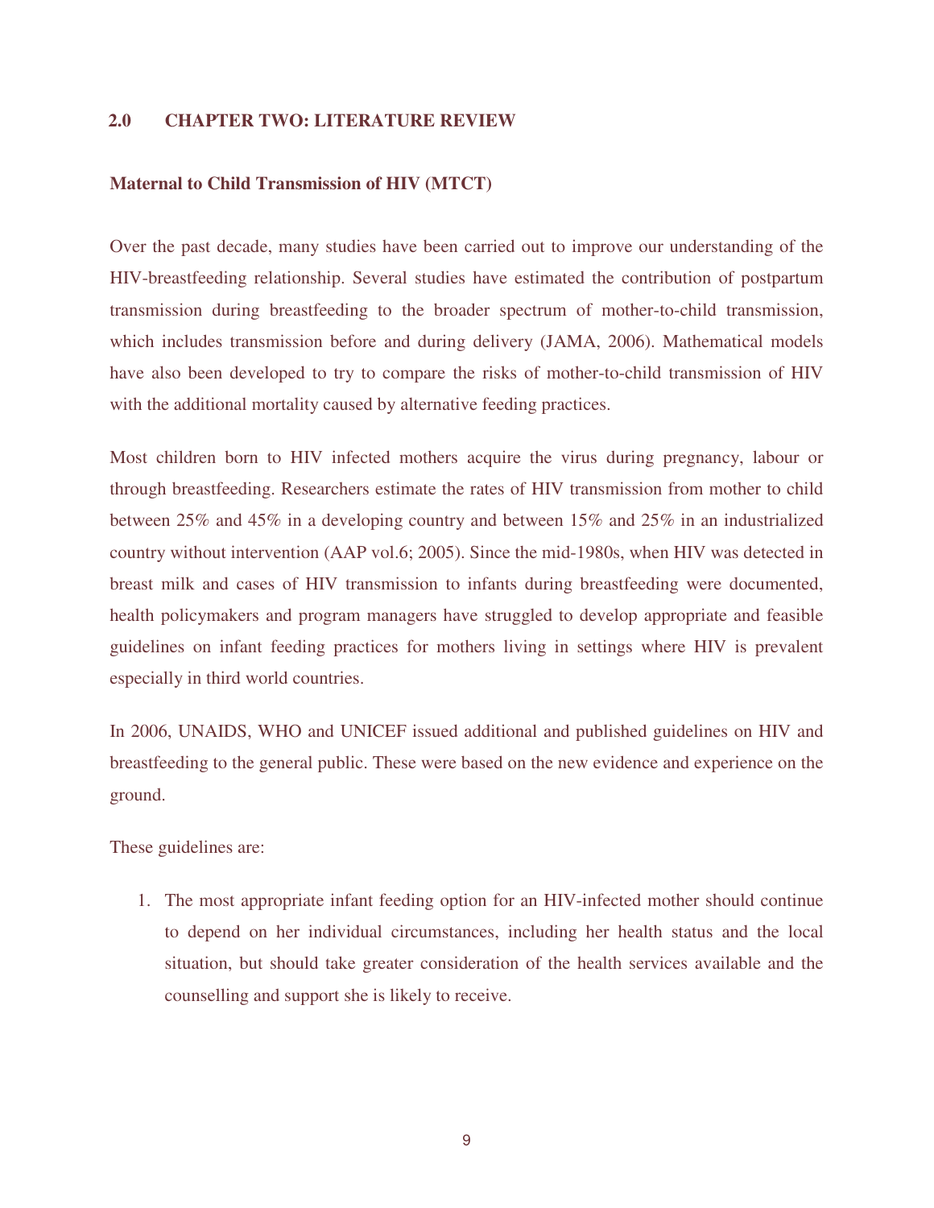## 2.0 CHAPTER TWO: LITERATURE REVIEW

### Maternal to Child Transmission of HIV (MTCT)

Over the past decade, many studies have been carried out to improve our understanding of the HIV-breastfeeding relationship. Several studies have estimated the contribution of postpartum transmission during breastfeeding to the broader spectrum of mother-to-child transmission, which includes transmission before and during delivery (JAMA, 2006). Mathematical models have also been developed to try to compare the risks of mother-to-child transmission of HIV with the additional mortality caused by alternative feeding practices.

Most children born to HIV infected mothers acquire the virus during pregnancy, labour or through breastfeeding. Researchers estimate the rates of HIV transmission from mother to child between 25% and 45% in a developing country and between 15% and 25% in an industrialized country without intervention (AAP vol.6; 2005). Since the mid-1980s, when HIV was detected in breast milk and cases of HIV transmission to infants during breastfeeding were documented, health policymakers and program managers have struggled to develop appropriate and feasible guidelines on infant feeding practices for mothers living in settings where HIV is prevalent especially in third world countries.

In 2006, UNAIDS, WHO and UNICEF issued additional and published guidelines on HIV and breastfeeding to the general public. These were based on the new evidence and experience on the ground.

These guidelines are:

1. The most appropriate infant feeding option for an HIV-infected mother should continue to depend on her individual circumstances, including her health status and the local situation, but should take greater consideration of the health services available and the counselling and support she is likely to receive.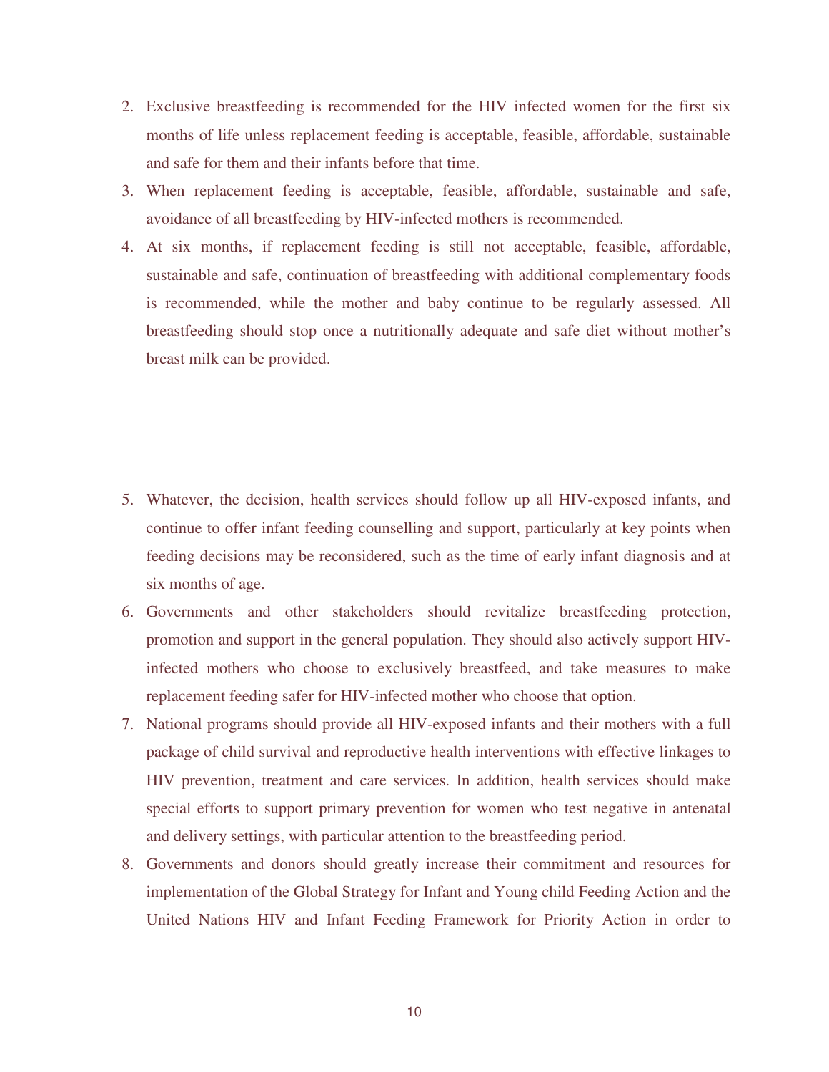2. Exclusive breastfeeding is recommended for the HIV infected women for the first six months of life unless replacement feeding is acceptable, feasible, affordable, sustainable and safe for them and their infants before that time.
3. When replacement feeding is acceptable, feasible, affordable, sustainable and safe, avoidance of all breastfeeding by HIV-infected mothers is recommended.
4. At six months, if replacement feeding is still not acceptable, feasible, affordable, sustainable and safe, continuation of breastfeeding with additional complementary foods is recommended, while the mother and baby continue to be regularly assessed. All breastfeeding should stop once a nutritionally adequate and safe diet without mother's breast milk can be provided.
5. Whatever, the decision, health services should follow up all HIV-exposed infants, and continue to offer infant feeding counselling and support, particularly at key points when feeding decisions may be reconsidered, such as the time of early infant diagnosis and at six months of age.
6. Governments and other stakeholders should revitalize breastfeeding protection, promotion and support in the general population. They should also actively support HIV-infected mothers who choose to exclusively breastfeed, and take measures to make replacement feeding safer for HIV-infected mother who choose that option.
7. National programs should provide all HIV-exposed infants and their mothers with a full package of child survival and reproductive health interventions with effective linkages to HIV prevention, treatment and care services. In addition, health services should make special efforts to support primary prevention for women who test negative in antenatal and delivery settings, with particular attention to the breastfeeding period.
8. Governments and donors should greatly increase their commitment and resources for implementation of the Global Strategy for Infant and Young child Feeding Action and the United Nations HIV and Infant Feeding Framework for Priority Action in order to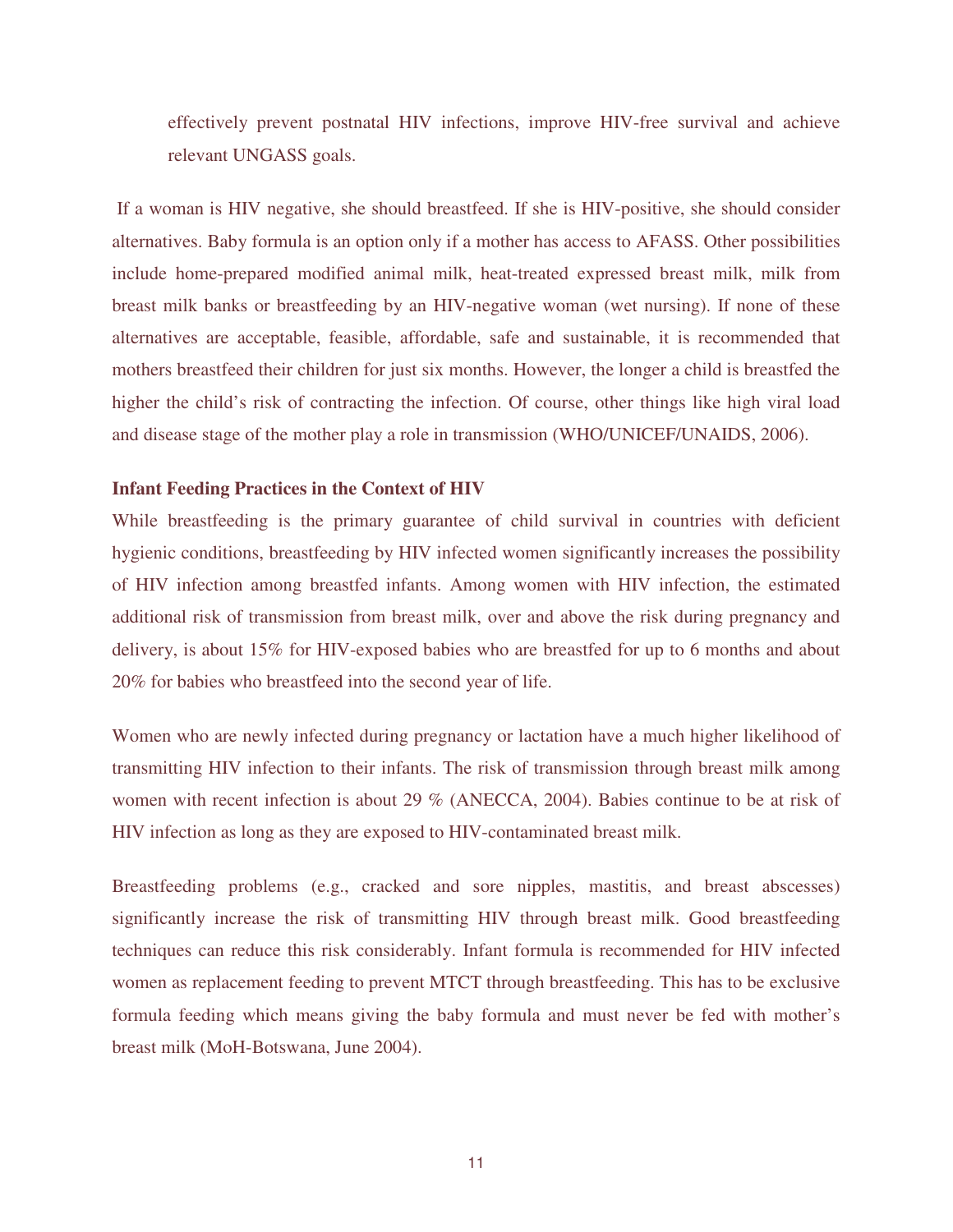effectively prevent postnatal HIV infections, improve HIV-free survival and achieve relevant UNGASS goals.

If a woman is HIV negative, she should breastfeed. If she is HIV-positive, she should consider alternatives. Baby formula is an option only if a mother has access to AFASS. Other possibilities include home-prepared modified animal milk, heat-treated expressed breast milk, milk from breast milk banks or breastfeeding by an HIV-negative woman (wet nursing). If none of these alternatives are acceptable, feasible, affordable, safe and sustainable, it is recommended that mothers breastfeed their children for just six months. However, the longer a child is breastfed the higher the child's risk of contracting the infection. Of course, other things like high viral load and disease stage of the mother play a role in transmission (WHO/UNICEF/UNAIDS, 2006).

**Infant Feeding Practices in the Context of HIV**

While breastfeeding is the primary guarantee of child survival in countries with deficient hygienic conditions, breastfeeding by HIV infected women significantly increases the possibility of HIV infection among breastfed infants. Among women with HIV infection, the estimated additional risk of transmission from breast milk, over and above the risk during pregnancy and delivery, is about 15% for HIV-exposed babies who are breastfed for up to 6 months and about 20% for babies who breastfeed into the second year of life.

Women who are newly infected during pregnancy or lactation have a much higher likelihood of transmitting HIV infection to their infants. The risk of transmission through breast milk among women with recent infection is about 29 % (ANECCA, 2004). Babies continue to be at risk of HIV infection as long as they are exposed to HIV-contaminated breast milk.

Breastfeeding problems (e.g., cracked and sore nipples, mastitis, and breast abscesses) significantly increase the risk of transmitting HIV through breast milk. Good breastfeeding techniques can reduce this risk considerably. Infant formula is recommended for HIV infected women as replacement feeding to prevent MTCT through breastfeeding. This has to be exclusive formula feeding which means giving the baby formula and must never be fed with mother's breast milk (MoH-Botswana, June 2004).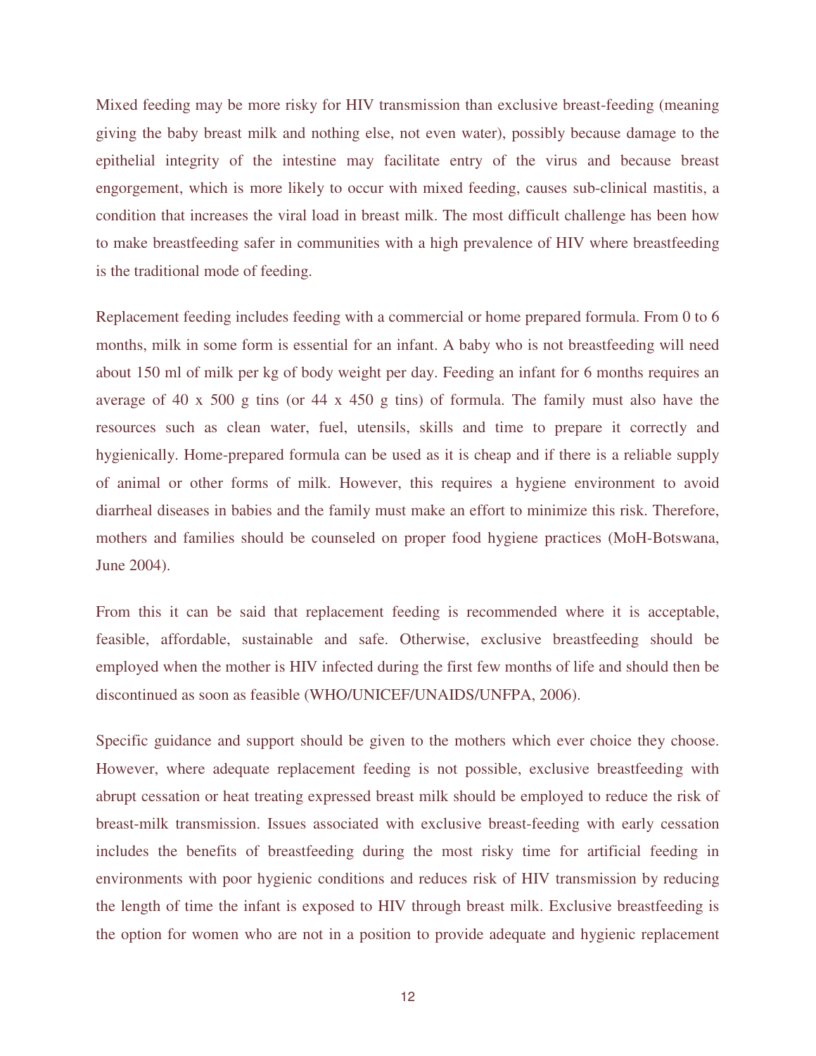Mixed feeding may be more risky for HIV transmission than exclusive breast-feeding (meaning giving the baby breast milk and nothing else, not even water), possibly because damage to the epithelial integrity of the intestine may facilitate entry of the virus and because breast engorgement, which is more likely to occur with mixed feeding, causes sub-clinical mastitis, a condition that increases the viral load in breast milk. The most difficult challenge has been how to make breastfeeding safer in communities with a high prevalence of HIV where breastfeeding is the traditional mode of feeding.

Replacement feeding includes feeding with a commercial or home prepared formula. From 0 to 6 months, milk in some form is essential for an infant. A baby who is not breastfeeding will need about 150 ml of milk per kg of body weight per day. Feeding an infant for 6 months requires an average of 40 x 500 g tins (or 44 x 450 g tins) of formula. The family must also have the resources such as clean water, fuel, utensils, skills and time to prepare it correctly and hygienically. Home-prepared formula can be used as it is cheap and if there is a reliable supply of animal or other forms of milk. However, this requires a hygiene environment to avoid diarrheal diseases in babies and the family must make an effort to minimize this risk. Therefore, mothers and families should be counseled on proper food hygiene practices (MoH-Botswana, June 2004).

From this it can be said that replacement feeding is recommended where it is acceptable, feasible, affordable, sustainable and safe. Otherwise, exclusive breastfeeding should be employed when the mother is HIV infected during the first few months of life and should then be discontinued as soon as feasible (WHO/UNICEF/UNAIDS/UNFPA, 2006).

Specific guidance and support should be given to the mothers which ever choice they choose. However, where adequate replacement feeding is not possible, exclusive breastfeeding with abrupt cessation or heat treating expressed breast milk should be employed to reduce the risk of breast-milk transmission. Issues associated with exclusive breast-feeding with early cessation includes the benefits of breastfeeding during the most risky time for artificial feeding in environments with poor hygienic conditions and reduces risk of HIV transmission by reducing the length of time the infant is exposed to HIV through breast milk. Exclusive breastfeeding is the option for women who are not in a position to provide adequate and hygienic replacement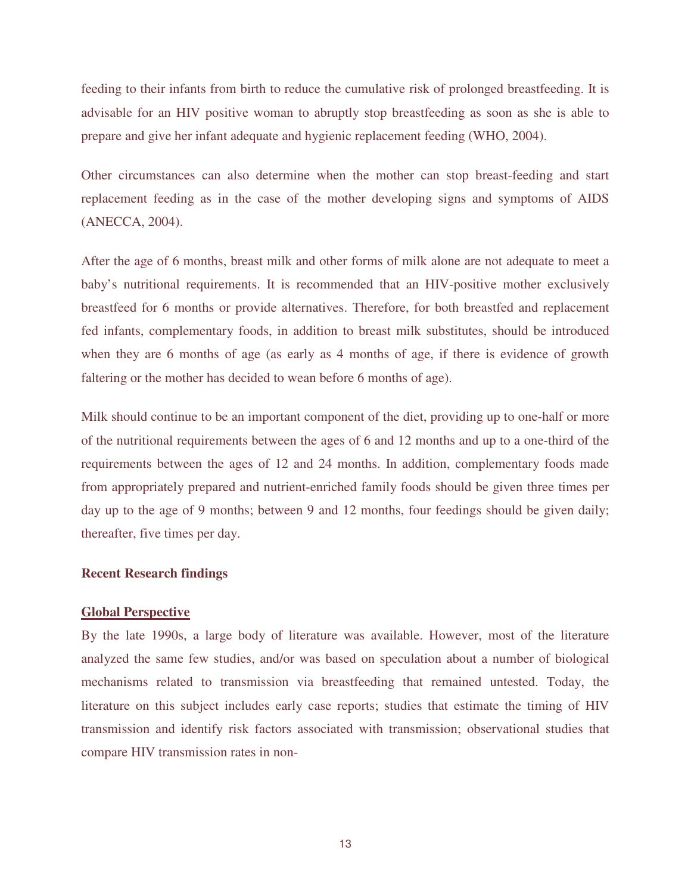feeding to their infants from birth to reduce the cumulative risk of prolonged breastfeeding. It is advisable for an HIV positive woman to abruptly stop breastfeeding as soon as she is able to prepare and give her infant adequate and hygienic replacement feeding (WHO, 2004).

Other circumstances can also determine when the mother can stop breast-feeding and start replacement feeding as in the case of the mother developing signs and symptoms of AIDS (ANECCA, 2004).

After the age of 6 months, breast milk and other forms of milk alone are not adequate to meet a baby's nutritional requirements. It is recommended that an HIV-positive mother exclusively breastfeed for 6 months or provide alternatives. Therefore, for both breastfed and replacement fed infants, complementary foods, in addition to breast milk substitutes, should be introduced when they are 6 months of age (as early as 4 months of age, if there is evidence of growth faltering or the mother has decided to wean before 6 months of age).

Milk should continue to be an important component of the diet, providing up to one-half or more of the nutritional requirements between the ages of 6 and 12 months and up to a one-third of the requirements between the ages of 12 and 24 months. In addition, complementary foods made from appropriately prepared and nutrient-enriched family foods should be given three times per day up to the age of 9 months; between 9 and 12 months, four feedings should be given daily; thereafter, five times per day.

**Recent Research findings**

**Global Perspective**

By the late 1990s, a large body of literature was available. However, most of the literature analyzed the same few studies, and/or was based on speculation about a number of biological mechanisms related to transmission via breastfeeding that remained untested. Today, the literature on this subject includes early case reports; studies that estimate the timing of HIV transmission and identify risk factors associated with transmission; observational studies that compare HIV transmission rates in non-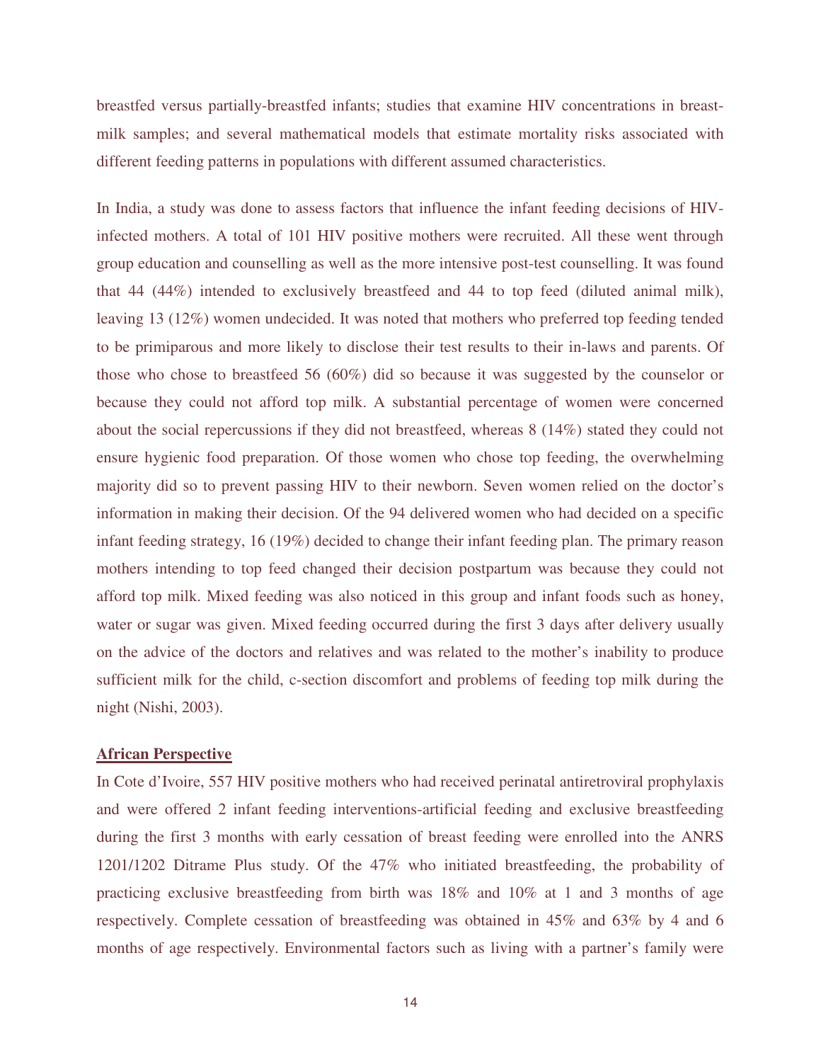breastfed versus partially-breastfed infants; studies that examine HIV concentrations in breast-milk samples; and several mathematical models that estimate mortality risks associated with different feeding patterns in populations with different assumed characteristics.

In India, a study was done to assess factors that influence the infant feeding decisions of HIV-infected mothers. A total of 101 HIV positive mothers were recruited. All these went through group education and counselling as well as the more intensive post-test counselling. It was found that 44 (44%) intended to exclusively breastfeed and 44 to top feed (diluted animal milk), leaving 13 (12%) women undecided. It was noted that mothers who preferred top feeding tended to be primiparous and more likely to disclose their test results to their in-laws and parents. Of those who chose to breastfeed 56 (60%) did so because it was suggested by the counselor or because they could not afford top milk. A substantial percentage of women were concerned about the social repercussions if they did not breastfeed, whereas 8 (14%) stated they could not ensure hygienic food preparation. Of those women who chose top feeding, the overwhelming majority did so to prevent passing HIV to their newborn. Seven women relied on the doctor's information in making their decision. Of the 94 delivered women who had decided on a specific infant feeding strategy, 16 (19%) decided to change their infant feeding plan. The primary reason mothers intending to top feed changed their decision postpartum was because they could not afford top milk. Mixed feeding was also noticed in this group and infant foods such as honey, water or sugar was given. Mixed feeding occurred during the first 3 days after delivery usually on the advice of the doctors and relatives and was related to the mother's inability to produce sufficient milk for the child, c-section discomfort and problems of feeding top milk during the night (Nishi, 2003).

## African Perspective

In Cote d'Ivoire, 557 HIV positive mothers who had received perinatal antiretroviral prophylaxis and were offered 2 infant feeding interventions-artificial feeding and exclusive breastfeeding during the first 3 months with early cessation of breast feeding were enrolled into the ANRS 1201/1202 Ditrame Plus study. Of the 47% who initiated breastfeeding, the probability of practicing exclusive breastfeeding from birth was 18% and 10% at 1 and 3 months of age respectively. Complete cessation of breastfeeding was obtained in 45% and 63% by 4 and 6 months of age respectively. Environmental factors such as living with a partner's family were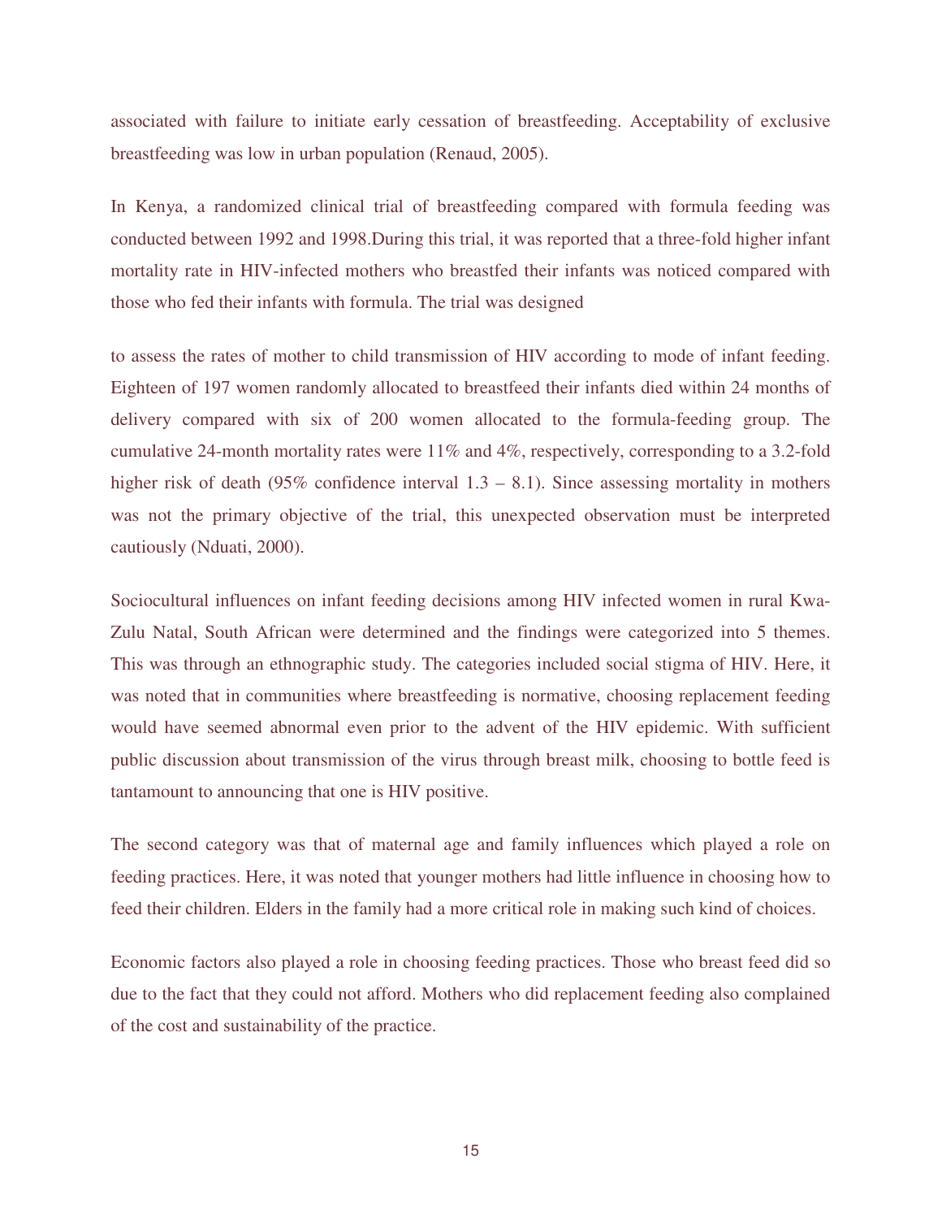associated with failure to initiate early cessation of breastfeeding. Acceptability of exclusive breastfeeding was low in urban population (Renaud, 2005).

In Kenya, a randomized clinical trial of breastfeeding compared with formula feeding was conducted between 1992 and 1998.During this trial, it was reported that a three-fold higher infant mortality rate in HIV-infected mothers who breastfed their infants was noticed compared with those who fed their infants with formula. The trial was designed

to assess the rates of mother to child transmission of HIV according to mode of infant feeding. Eighteen of 197 women randomly allocated to breastfeed their infants died within 24 months of delivery compared with six of 200 women allocated to the formula-feeding group. The cumulative 24-month mortality rates were 11% and 4%, respectively, corresponding to a 3.2-fold higher risk of death (95% confidence interval 1.3 – 8.1). Since assessing mortality in mothers was not the primary objective of the trial, this unexpected observation must be interpreted cautiously (Nduati, 2000).

Sociocultural influences on infant feeding decisions among HIV infected women in rural Kwa-Zulu Natal, South African were determined and the findings were categorized into 5 themes. This was through an ethnographic study. The categories included social stigma of HIV. Here, it was noted that in communities where breastfeeding is normative, choosing replacement feeding would have seemed abnormal even prior to the advent of the HIV epidemic. With sufficient public discussion about transmission of the virus through breast milk, choosing to bottle feed is tantamount to announcing that one is HIV positive.

The second category was that of maternal age and family influences which played a role on feeding practices. Here, it was noted that younger mothers had little influence in choosing how to feed their children. Elders in the family had a more critical role in making such kind of choices.

Economic factors also played a role in choosing feeding practices. Those who breast feed did so due to the fact that they could not afford. Mothers who did replacement feeding also complained of the cost and sustainability of the practice.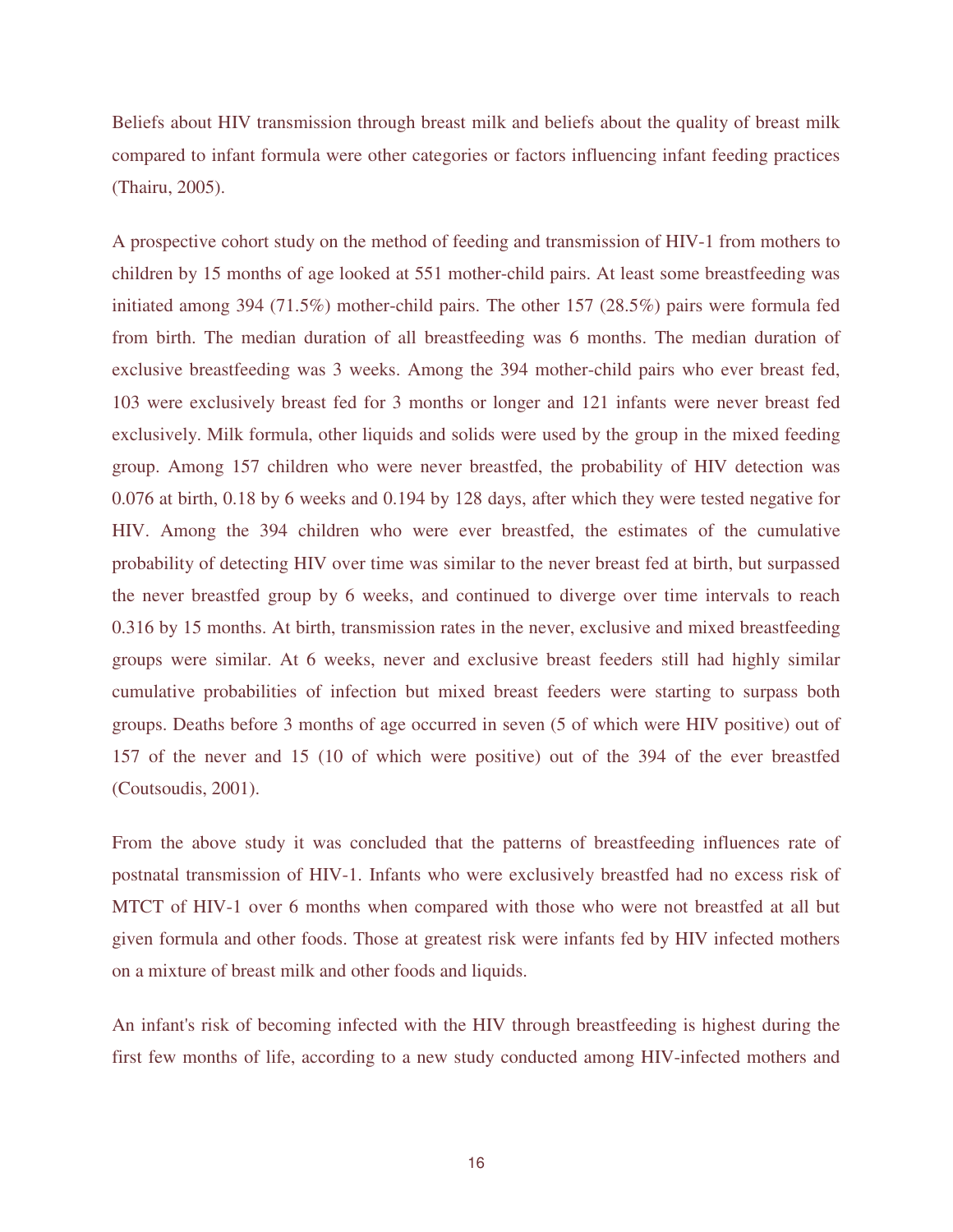Beliefs about HIV transmission through breast milk and beliefs about the quality of breast milk compared to infant formula were other categories or factors influencing infant feeding practices (Thairu, 2005).

A prospective cohort study on the method of feeding and transmission of HIV-1 from mothers to children by 15 months of age looked at 551 mother-child pairs. At least some breastfeeding was initiated among 394 (71.5%) mother-child pairs. The other 157 (28.5%) pairs were formula fed from birth. The median duration of all breastfeeding was 6 months. The median duration of exclusive breastfeeding was 3 weeks. Among the 394 mother-child pairs who ever breast fed, 103 were exclusively breast fed for 3 months or longer and 121 infants were never breast fed exclusively. Milk formula, other liquids and solids were used by the group in the mixed feeding group. Among 157 children who were never breastfed, the probability of HIV detection was 0.076 at birth, 0.18 by 6 weeks and 0.194 by 128 days, after which they were tested negative for HIV. Among the 394 children who were ever breastfed, the estimates of the cumulative probability of detecting HIV over time was similar to the never breast fed at birth, but surpassed the never breastfed group by 6 weeks, and continued to diverge over time intervals to reach 0.316 by 15 months. At birth, transmission rates in the never, exclusive and mixed breastfeeding groups were similar. At 6 weeks, never and exclusive breast feeders still had highly similar cumulative probabilities of infection but mixed breast feeders were starting to surpass both groups. Deaths before 3 months of age occurred in seven (5 of which were HIV positive) out of 157 of the never and 15 (10 of which were positive) out of the 394 of the ever breastfed (Coutsoudis, 2001).

From the above study it was concluded that the patterns of breastfeeding influences rate of postnatal transmission of HIV-1. Infants who were exclusively breastfed had no excess risk of MTCT of HIV-1 over 6 months when compared with those who were not breastfed at all but given formula and other foods. Those at greatest risk were infants fed by HIV infected mothers on a mixture of breast milk and other foods and liquids.

An infant's risk of becoming infected with the HIV through breastfeeding is highest during the first few months of life, according to a new study conducted among HIV-infected mothers and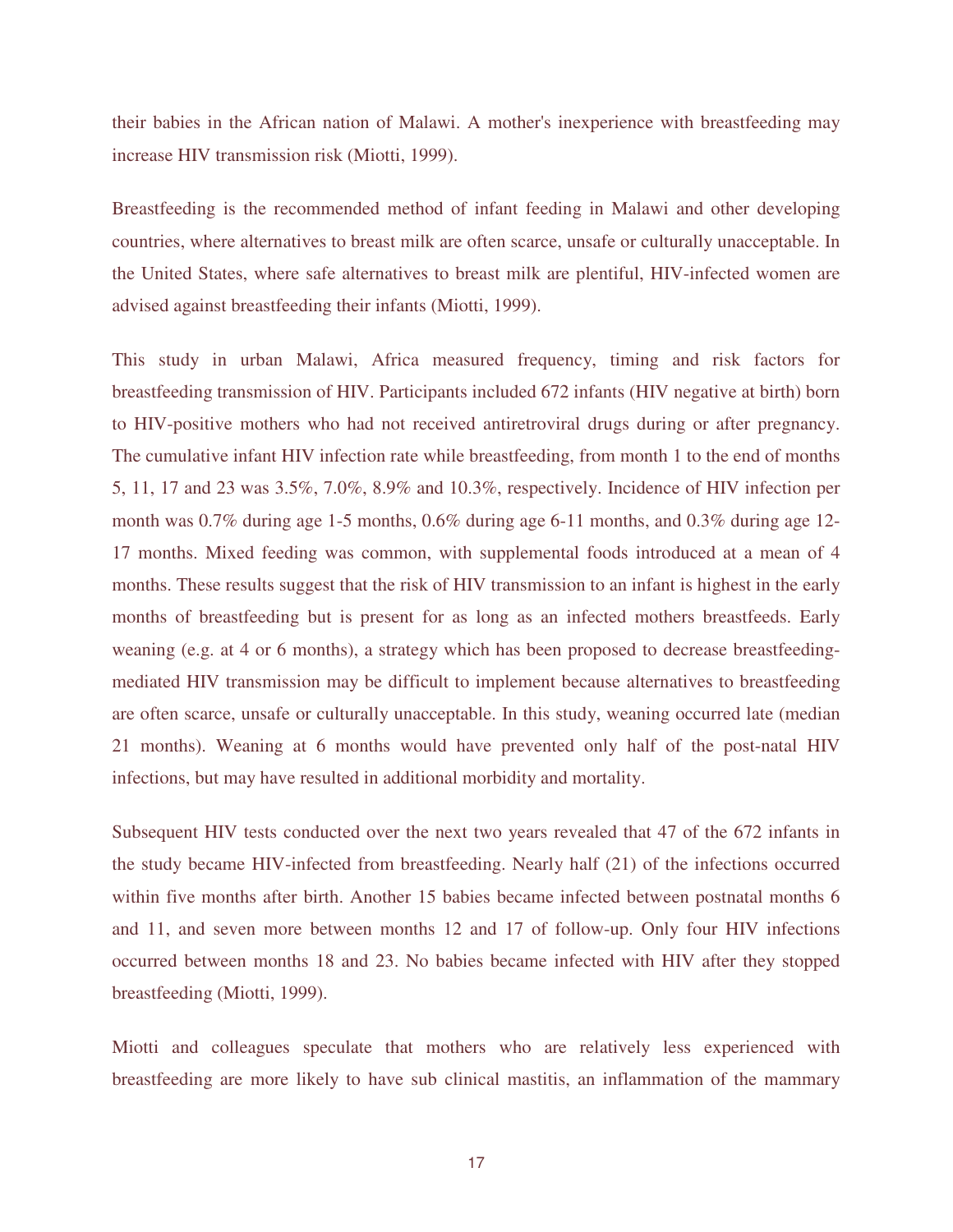their babies in the African nation of Malawi. A mother's inexperience with breastfeeding may increase HIV transmission risk (Miotti, 1999).

Breastfeeding is the recommended method of infant feeding in Malawi and other developing countries, where alternatives to breast milk are often scarce, unsafe or culturally unacceptable. In the United States, where safe alternatives to breast milk are plentiful, HIV-infected women are advised against breastfeeding their infants (Miotti, 1999).

This study in urban Malawi, Africa measured frequency, timing and risk factors for breastfeeding transmission of HIV. Participants included 672 infants (HIV negative at birth) born to HIV-positive mothers who had not received antiretroviral drugs during or after pregnancy. The cumulative infant HIV infection rate while breastfeeding, from month 1 to the end of months 5, 11, 17 and 23 was 3.5%, 7.0%, 8.9% and 10.3%, respectively. Incidence of HIV infection per month was 0.7% during age 1-5 months, 0.6% during age 6-11 months, and 0.3% during age 12-17 months. Mixed feeding was common, with supplemental foods introduced at a mean of 4 months. These results suggest that the risk of HIV transmission to an infant is highest in the early months of breastfeeding but is present for as long as an infected mothers breastfeeds. Early weaning (e.g. at 4 or 6 months), a strategy which has been proposed to decrease breastfeeding-mediated HIV transmission may be difficult to implement because alternatives to breastfeeding are often scarce, unsafe or culturally unacceptable. In this study, weaning occurred late (median 21 months). Weaning at 6 months would have prevented only half of the post-natal HIV infections, but may have resulted in additional morbidity and mortality.

Subsequent HIV tests conducted over the next two years revealed that 47 of the 672 infants in the study became HIV-infected from breastfeeding. Nearly half (21) of the infections occurred within five months after birth. Another 15 babies became infected between postnatal months 6 and 11, and seven more between months 12 and 17 of follow-up. Only four HIV infections occurred between months 18 and 23. No babies became infected with HIV after they stopped breastfeeding (Miotti, 1999).

Miotti and colleagues speculate that mothers who are relatively less experienced with breastfeeding are more likely to have sub clinical mastitis, an inflammation of the mammary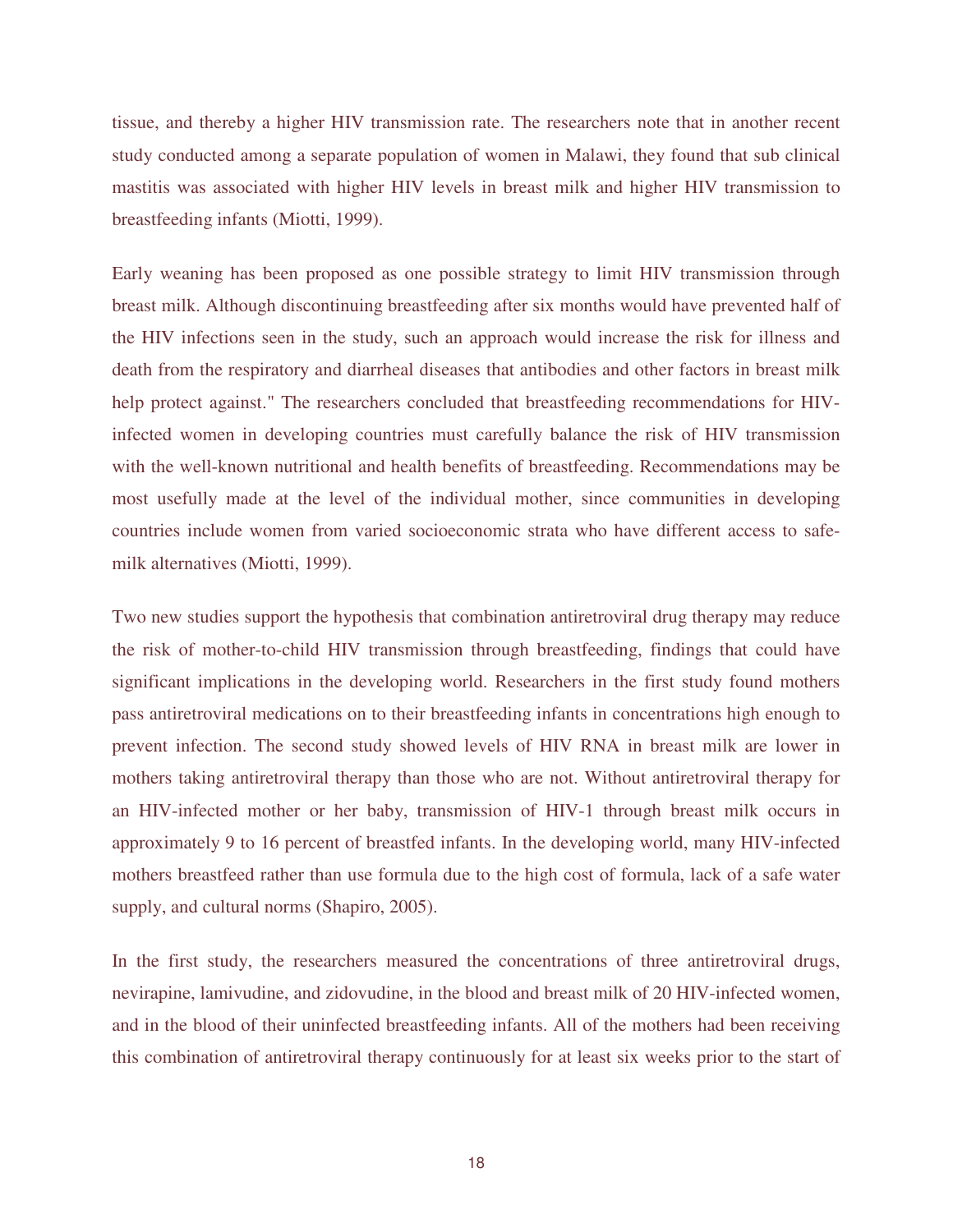tissue, and thereby a higher HIV transmission rate. The researchers note that in another recent study conducted among a separate population of women in Malawi, they found that sub clinical mastitis was associated with higher HIV levels in breast milk and higher HIV transmission to breastfeeding infants (Miotti, 1999).

Early weaning has been proposed as one possible strategy to limit HIV transmission through breast milk. Although discontinuing breastfeeding after six months would have prevented half of the HIV infections seen in the study, such an approach would increase the risk for illness and death from the respiratory and diarrheal diseases that antibodies and other factors in breast milk help protect against." The researchers concluded that breastfeeding recommendations for HIV-infected women in developing countries must carefully balance the risk of HIV transmission with the well-known nutritional and health benefits of breastfeeding. Recommendations may be most usefully made at the level of the individual mother, since communities in developing countries include women from varied socioeconomic strata who have different access to safe-milk alternatives (Miotti, 1999).

Two new studies support the hypothesis that combination antiretroviral drug therapy may reduce the risk of mother-to-child HIV transmission through breastfeeding, findings that could have significant implications in the developing world. Researchers in the first study found mothers pass antiretroviral medications on to their breastfeeding infants in concentrations high enough to prevent infection. The second study showed levels of HIV RNA in breast milk are lower in mothers taking antiretroviral therapy than those who are not. Without antiretroviral therapy for an HIV-infected mother or her baby, transmission of HIV-1 through breast milk occurs in approximately 9 to 16 percent of breastfed infants. In the developing world, many HIV-infected mothers breastfeed rather than use formula due to the high cost of formula, lack of a safe water supply, and cultural norms (Shapiro, 2005).

In the first study, the researchers measured the concentrations of three antiretroviral drugs, nevirapine, lamivudine, and zidovudine, in the blood and breast milk of 20 HIV-infected women, and in the blood of their uninfected breastfeeding infants. All of the mothers had been receiving this combination of antiretroviral therapy continuously for at least six weeks prior to the start of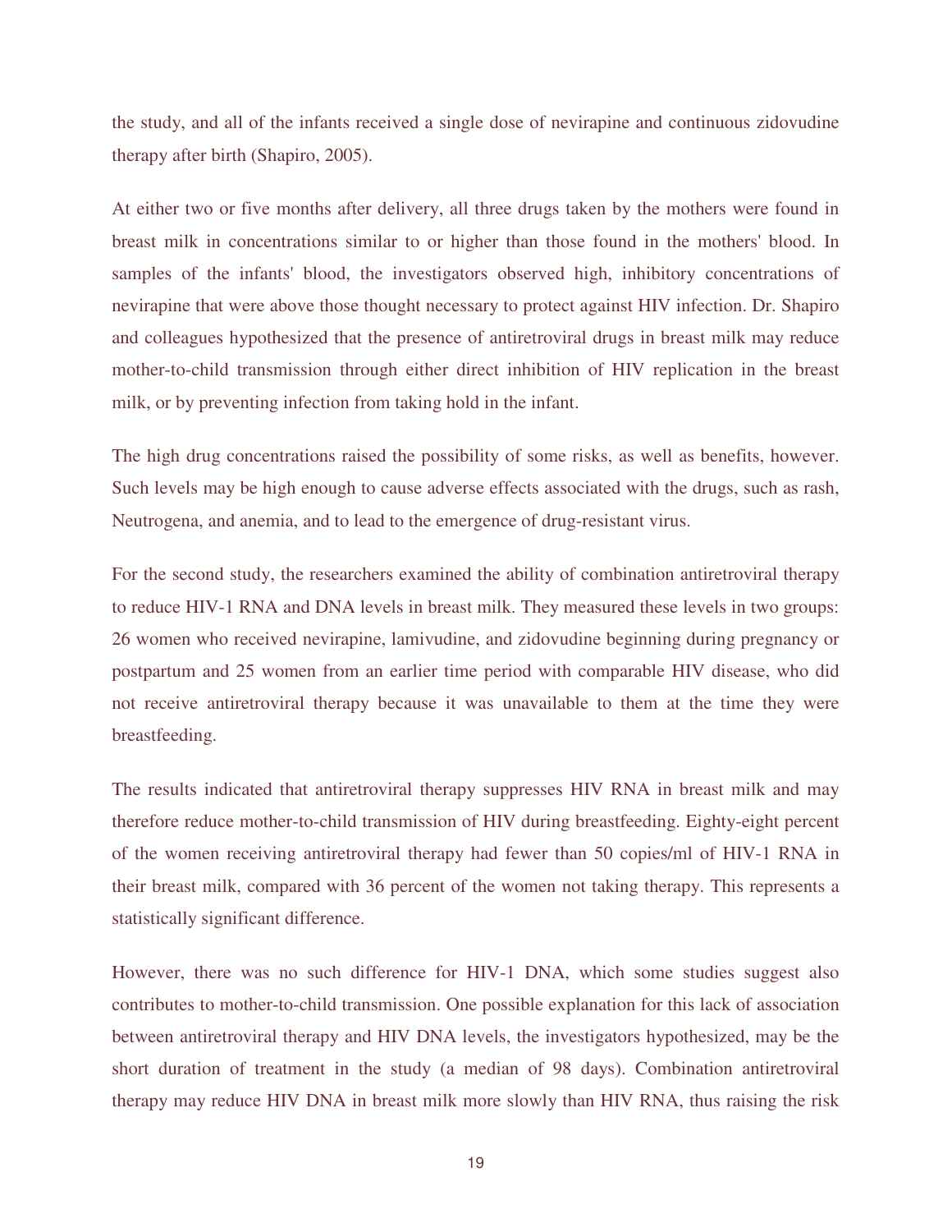the study, and all of the infants received a single dose of nevirapine and continuous zidovudine therapy after birth (Shapiro, 2005).

At either two or five months after delivery, all three drugs taken by the mothers were found in breast milk in concentrations similar to or higher than those found in the mothers' blood. In samples of the infants' blood, the investigators observed high, inhibitory concentrations of nevirapine that were above those thought necessary to protect against HIV infection. Dr. Shapiro and colleagues hypothesized that the presence of antiretroviral drugs in breast milk may reduce mother-to-child transmission through either direct inhibition of HIV replication in the breast milk, or by preventing infection from taking hold in the infant.

The high drug concentrations raised the possibility of some risks, as well as benefits, however. Such levels may be high enough to cause adverse effects associated with the drugs, such as rash, Neutrogena, and anemia, and to lead to the emergence of drug-resistant virus.

For the second study, the researchers examined the ability of combination antiretroviral therapy to reduce HIV-1 RNA and DNA levels in breast milk. They measured these levels in two groups: 26 women who received nevirapine, lamivudine, and zidovudine beginning during pregnancy or postpartum and 25 women from an earlier time period with comparable HIV disease, who did not receive antiretroviral therapy because it was unavailable to them at the time they were breastfeeding.

The results indicated that antiretroviral therapy suppresses HIV RNA in breast milk and may therefore reduce mother-to-child transmission of HIV during breastfeeding. Eighty-eight percent of the women receiving antiretroviral therapy had fewer than 50 copies/ml of HIV-1 RNA in their breast milk, compared with 36 percent of the women not taking therapy. This represents a statistically significant difference.

However, there was no such difference for HIV-1 DNA, which some studies suggest also contributes to mother-to-child transmission. One possible explanation for this lack of association between antiretroviral therapy and HIV DNA levels, the investigators hypothesized, may be the short duration of treatment in the study (a median of 98 days). Combination antiretroviral therapy may reduce HIV DNA in breast milk more slowly than HIV RNA, thus raising the risk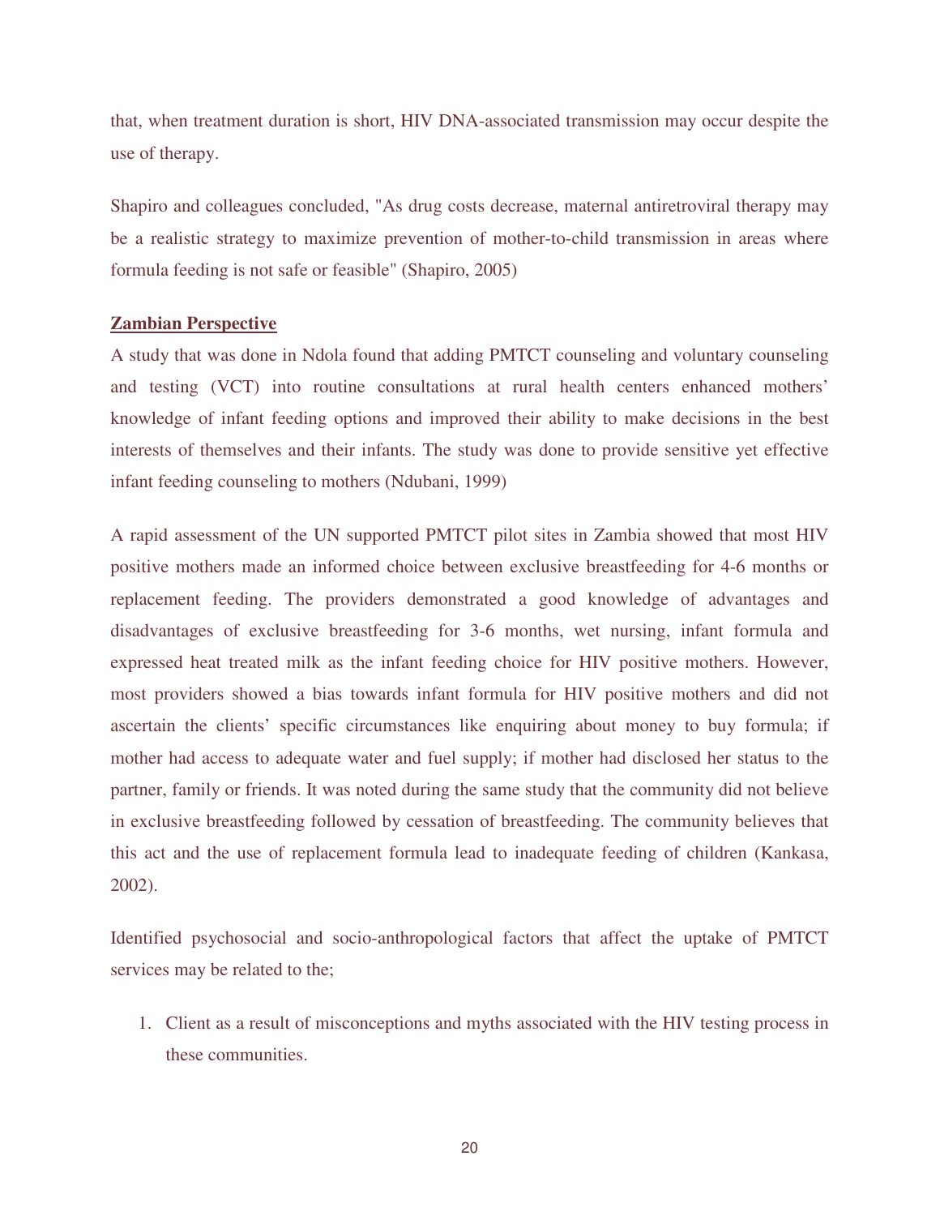that, when treatment duration is short, HIV DNA-associated transmission may occur despite the use of therapy.

Shapiro and colleagues concluded, "As drug costs decrease, maternal antiretroviral therapy may be a realistic strategy to maximize prevention of mother-to-child transmission in areas where formula feeding is not safe or feasible" (Shapiro, 2005)

**Zambian Perspective**

A study that was done in Ndola found that adding PMTCT counseling and voluntary counseling and testing (VCT) into routine consultations at rural health centers enhanced mothers' knowledge of infant feeding options and improved their ability to make decisions in the best interests of themselves and their infants. The study was done to provide sensitive yet effective infant feeding counseling to mothers (Ndubani, 1999)

A rapid assessment of the UN supported PMTCT pilot sites in Zambia showed that most HIV positive mothers made an informed choice between exclusive breastfeeding for 4-6 months or replacement feeding. The providers demonstrated a good knowledge of advantages and disadvantages of exclusive breastfeeding for 3-6 months, wet nursing, infant formula and expressed heat treated milk as the infant feeding choice for HIV positive mothers. However, most providers showed a bias towards infant formula for HIV positive mothers and did not ascertain the clients' specific circumstances like enquiring about money to buy formula; if mother had access to adequate water and fuel supply; if mother had disclosed her status to the partner, family or friends. It was noted during the same study that the community did not believe in exclusive breastfeeding followed by cessation of breastfeeding. The community believes that this act and the use of replacement formula lead to inadequate feeding of children (Kankasa, 2002).

Identified psychosocial and socio-anthropological factors that affect the uptake of PMTCT services may be related to the;

1. Client as a result of misconceptions and myths associated with the HIV testing process in these communities.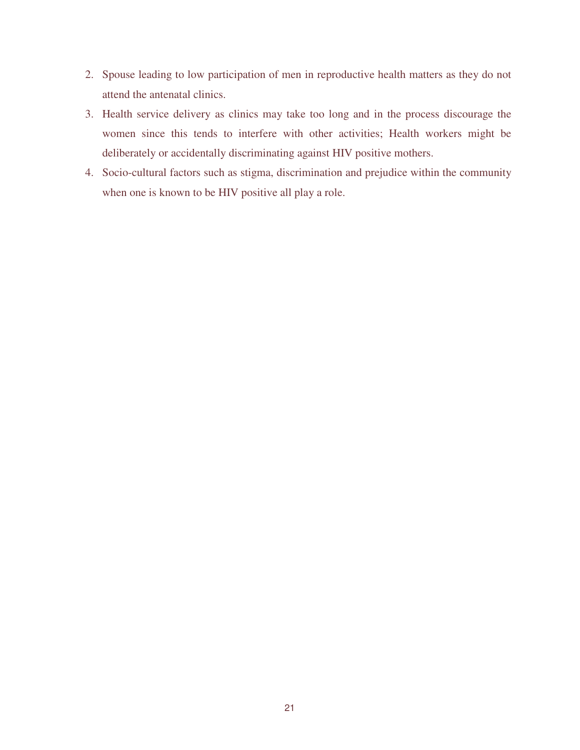2. Spouse leading to low participation of men in reproductive health matters as they do not attend the antenatal clinics.
3. Health service delivery as clinics may take too long and in the process discourage the women since this tends to interfere with other activities; Health workers might be deliberately or accidentally discriminating against HIV positive mothers.
4. Socio-cultural factors such as stigma, discrimination and prejudice within the community when one is known to be HIV positive all play a role.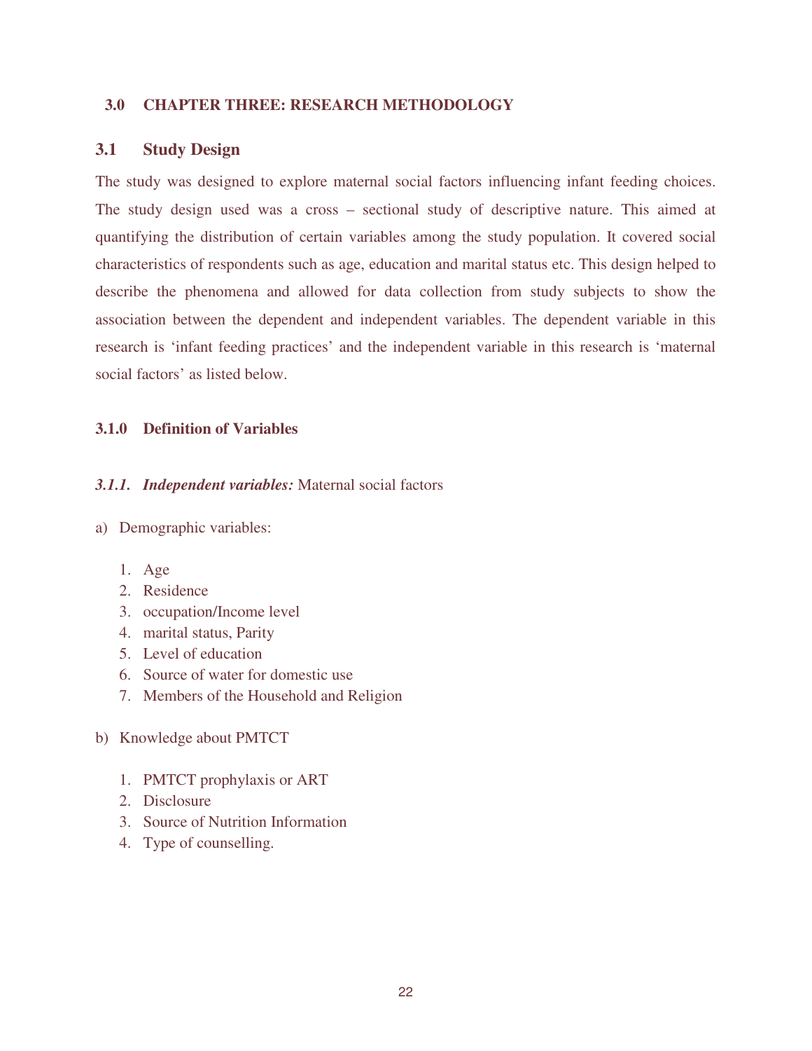# 3.0 CHAPTER THREE: RESEARCH METHODOLOGY

## 3.1 Study Design

The study was designed to explore maternal social factors influencing infant feeding choices. The study design used was a cross – sectional study of descriptive nature. This aimed at quantifying the distribution of certain variables among the study population. It covered social characteristics of respondents such as age, education and marital status etc. This design helped to describe the phenomena and allowed for data collection from study subjects to show the association between the dependent and independent variables. The dependent variable in this research is 'infant feeding practices' and the independent variable in this research is 'maternal social factors' as listed below.

### 3.1.0 Definition of Variables

***3.1.1. Independent variables:*** Maternal social factors

a) Demographic variables:

1. Age
2. Residence
3. occupation/Income level
4. marital status, Parity
5. Level of education
6. Source of water for domestic use
7. Members of the Household and Religion

b) Knowledge about PMTCT

1. PMTCT prophylaxis or ART
2. Disclosure
3. Source of Nutrition Information
4. Type of counselling.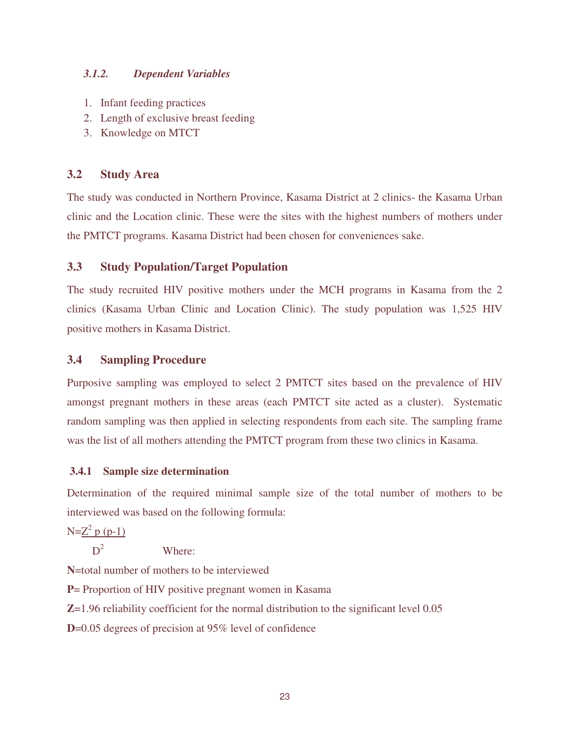#### *3.1.2. Dependent Variables*

1. Infant feeding practices
2. Length of exclusive breast feeding
3. Knowledge on MTCT

## 3.2 Study Area

The study was conducted in Northern Province, Kasama District at 2 clinics- the Kasama Urban clinic and the Location clinic. These were the sites with the highest numbers of mothers under the PMTCT programs. Kasama District had been chosen for conveniences sake.

## 3.3 Study Population/Target Population

The study recruited HIV positive mothers under the MCH programs in Kasama from the 2 clinics (Kasama Urban Clinic and Location Clinic). The study population was 1,525 HIV positive mothers in Kasama District.

## 3.4 Sampling Procedure

Purposive sampling was employed to select 2 PMTCT sites based on the prevalence of HIV amongst pregnant mothers in these areas (each PMTCT site acted as a cluster). Systematic random sampling was then applied in selecting respondents from each site. The sampling frame was the list of all mothers attending the PMTCT program from these two clinics in Kasama.

### 3.4.1 Sample size determination

Determination of the required minimal sample size of the total number of mothers to be interviewed was based on the following formula:

$$N=\frac{Z^2 p (p-1)}{D^2}$$

Where:

**N**=total number of mothers to be interviewed

**P**= Proportion of HIV positive pregnant women in Kasama

**Z**=1.96 reliability coefficient for the normal distribution to the significant level 0.05

**D**=0.05 degrees of precision at 95% level of confidence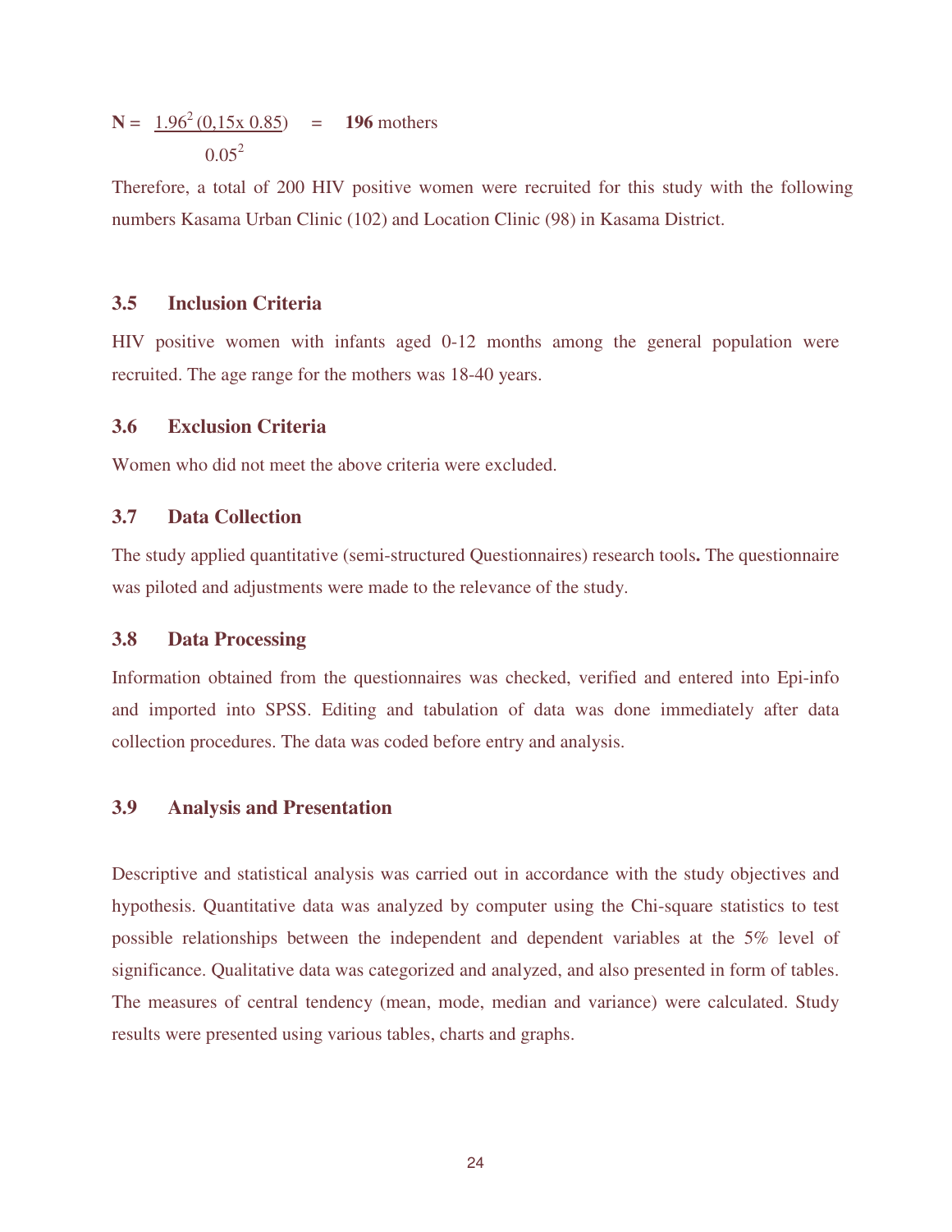$$N = \frac{1.96^2 (0{,}15 \times 0.85)}{0.05^2} = \mathbf{196} \text{ mothers}$$

Therefore, a total of 200 HIV positive women were recruited for this study with the following numbers Kasama Urban Clinic (102) and Location Clinic (98) in Kasama District.

### 3.5 Inclusion Criteria

HIV positive women with infants aged 0-12 months among the general population were recruited. The age range for the mothers was 18-40 years.

### 3.6 Exclusion Criteria

Women who did not meet the above criteria were excluded.

### 3.7 Data Collection

The study applied quantitative (semi-structured Questionnaires) research tools**.** The questionnaire was piloted and adjustments were made to the relevance of the study.

### 3.8 Data Processing

Information obtained from the questionnaires was checked, verified and entered into Epi-info and imported into SPSS. Editing and tabulation of data was done immediately after data collection procedures. The data was coded before entry and analysis.

### 3.9 Analysis and Presentation

Descriptive and statistical analysis was carried out in accordance with the study objectives and hypothesis. Quantitative data was analyzed by computer using the Chi-square statistics to test possible relationships between the independent and dependent variables at the 5% level of significance. Qualitative data was categorized and analyzed, and also presented in form of tables. The measures of central tendency (mean, mode, median and variance) were calculated. Study results were presented using various tables, charts and graphs.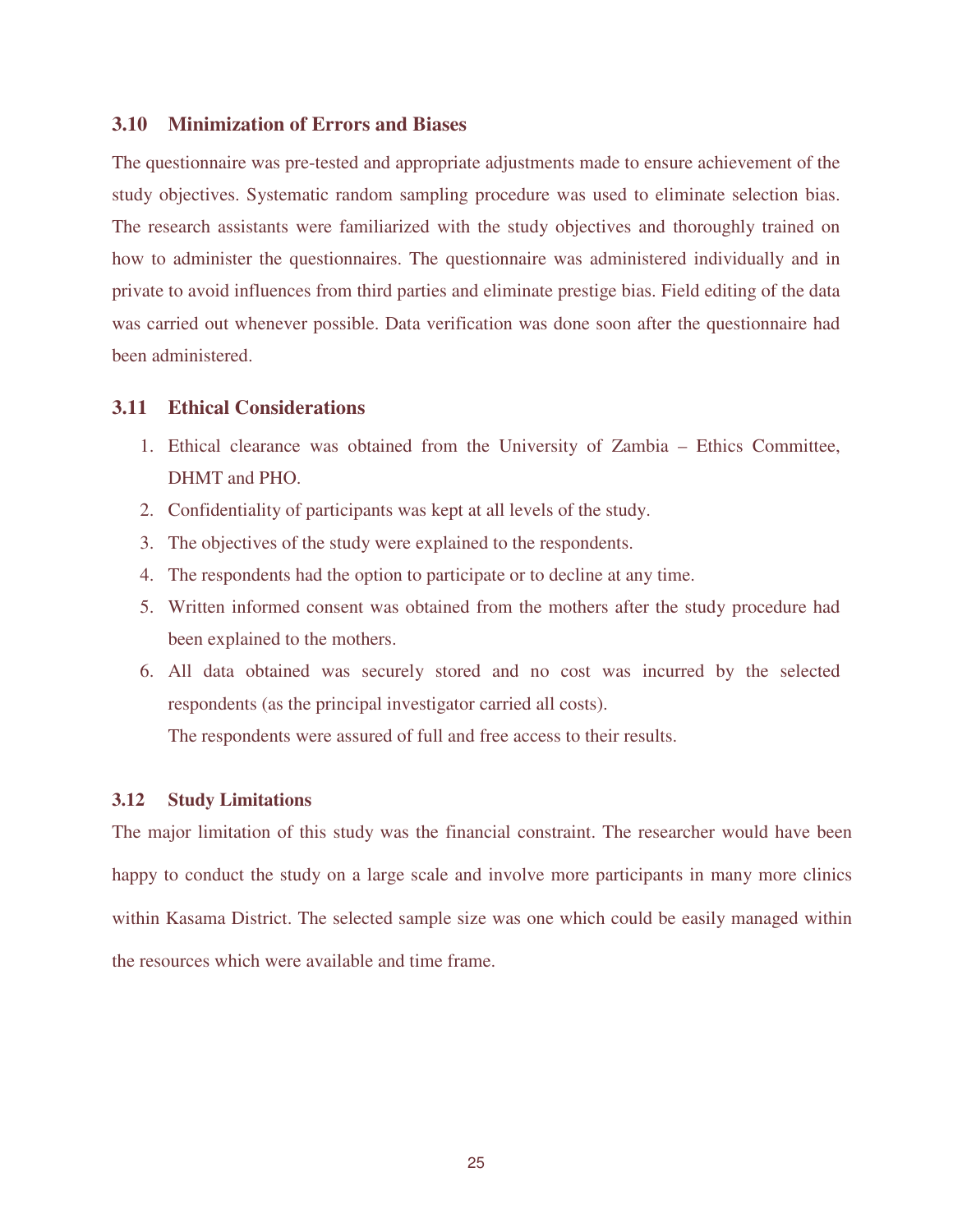### 3.10 Minimization of Errors and Biases

The questionnaire was pre-tested and appropriate adjustments made to ensure achievement of the study objectives. Systematic random sampling procedure was used to eliminate selection bias. The research assistants were familiarized with the study objectives and thoroughly trained on how to administer the questionnaires. The questionnaire was administered individually and in private to avoid influences from third parties and eliminate prestige bias. Field editing of the data was carried out whenever possible. Data verification was done soon after the questionnaire had been administered.

### 3.11 Ethical Considerations

1. Ethical clearance was obtained from the University of Zambia – Ethics Committee, DHMT and PHO.
2. Confidentiality of participants was kept at all levels of the study.
3. The objectives of the study were explained to the respondents.
4. The respondents had the option to participate or to decline at any time.
5. Written informed consent was obtained from the mothers after the study procedure had been explained to the mothers.
6. All data obtained was securely stored and no cost was incurred by the selected respondents (as the principal investigator carried all costs).
   The respondents were assured of full and free access to their results.

### 3.12 Study Limitations

The major limitation of this study was the financial constraint. The researcher would have been happy to conduct the study on a large scale and involve more participants in many more clinics within Kasama District. The selected sample size was one which could be easily managed within the resources which were available and time frame.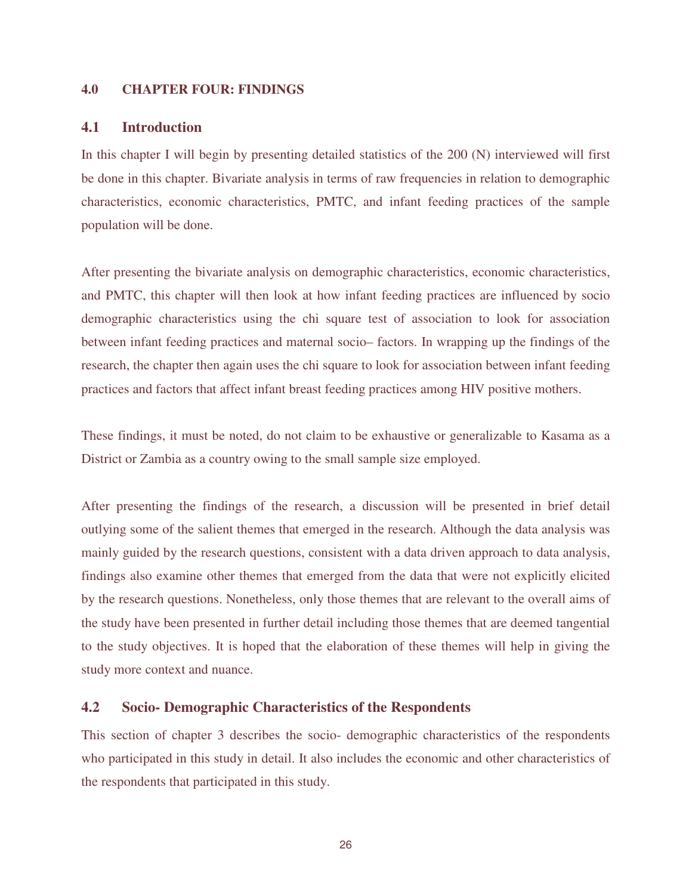## 4.0 CHAPTER FOUR: FINDINGS

### 4.1 Introduction

In this chapter I will begin by presenting detailed statistics of the 200 (N) interviewed will first be done in this chapter. Bivariate analysis in terms of raw frequencies in relation to demographic characteristics, economic characteristics, PMTC, and infant feeding practices of the sample population will be done.

After presenting the bivariate analysis on demographic characteristics, economic characteristics, and PMTC, this chapter will then look at how infant feeding practices are influenced by socio demographic characteristics using the chi square test of association to look for association between infant feeding practices and maternal socio– factors. In wrapping up the findings of the research, the chapter then again uses the chi square to look for association between infant feeding practices and factors that affect infant breast feeding practices among HIV positive mothers.

These findings, it must be noted, do not claim to be exhaustive or generalizable to Kasama as a District or Zambia as a country owing to the small sample size employed.

After presenting the findings of the research, a discussion will be presented in brief detail outlying some of the salient themes that emerged in the research. Although the data analysis was mainly guided by the research questions, consistent with a data driven approach to data analysis, findings also examine other themes that emerged from the data that were not explicitly elicited by the research questions. Nonetheless, only those themes that are relevant to the overall aims of the study have been presented in further detail including those themes that are deemed tangential to the study objectives. It is hoped that the elaboration of these themes will help in giving the study more context and nuance.

### 4.2 Socio- Demographic Characteristics of the Respondents

This section of chapter 3 describes the socio- demographic characteristics of the respondents who participated in this study in detail. It also includes the economic and other characteristics of the respondents that participated in this study.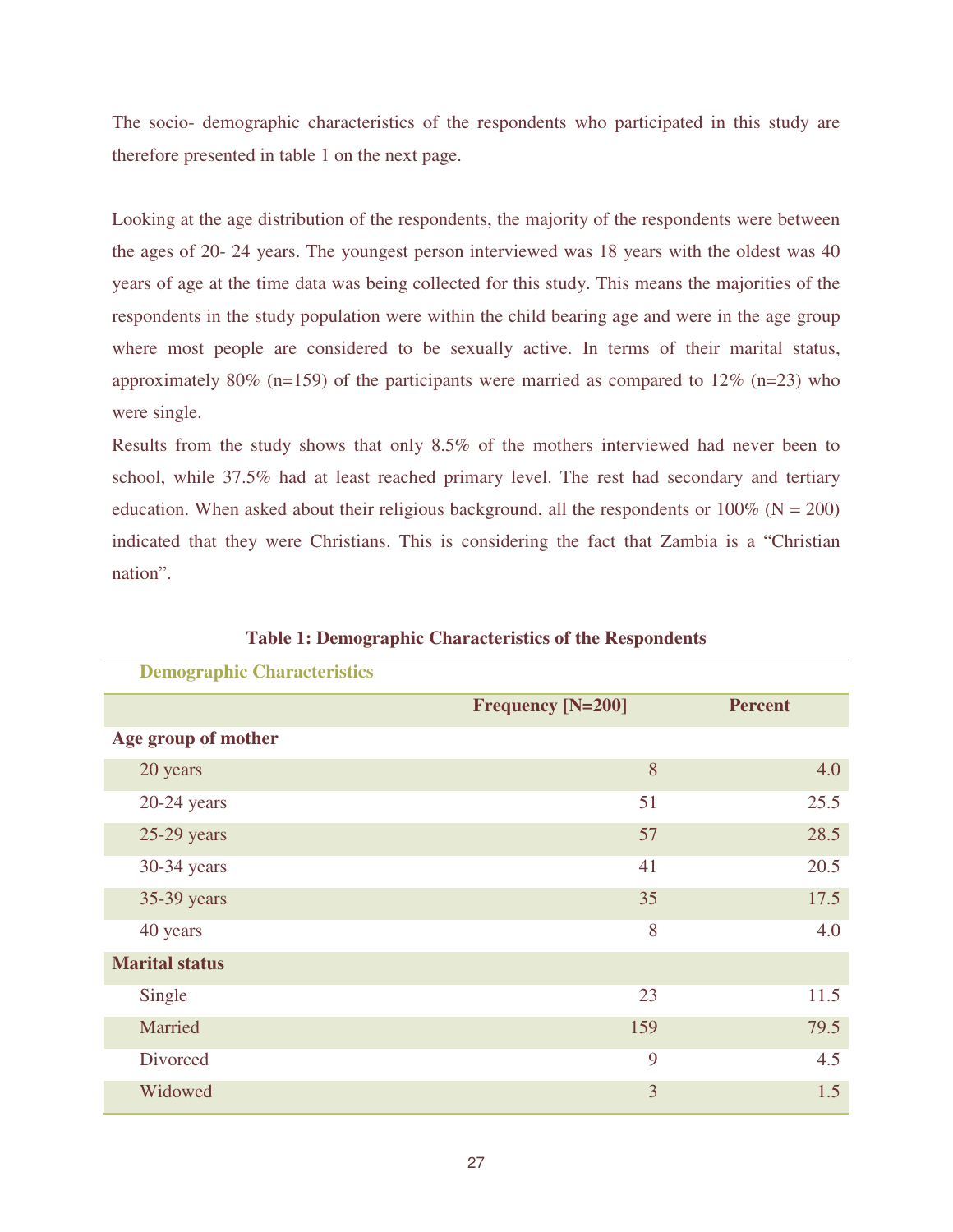The socio- demographic characteristics of the respondents who participated in this study are therefore presented in table 1 on the next page.

Looking at the age distribution of the respondents, the majority of the respondents were between the ages of 20- 24 years. The youngest person interviewed was 18 years with the oldest was 40 years of age at the time data was being collected for this study. This means the majorities of the respondents in the study population were within the child bearing age and were in the age group where most people are considered to be sexually active. In terms of their marital status, approximately 80% (n=159) of the participants were married as compared to 12% (n=23) who were single.

Results from the study shows that only 8.5% of the mothers interviewed had never been to school, while 37.5% had at least reached primary level. The rest had secondary and tertiary education. When asked about their religious background, all the respondents or 100% (N = 200) indicated that they were Christians. This is considering the fact that Zambia is a "Christian nation".

**Table 1: Demographic Characteristics of the Respondents**

| Demographic Characteristics | | |
|---|---|---|
| | **Frequency [N=200]** | **Percent** |
| **Age group of mother** | | |
| 20 years | 8 | 4.0 |
| 20-24 years | 51 | 25.5 |
| 25-29 years | 57 | 28.5 |
| 30-34 years | 41 | 20.5 |
| 35-39 years | 35 | 17.5 |
| 40 years | 8 | 4.0 |
| **Marital status** | | |
| Single | 23 | 11.5 |
| Married | 159 | 79.5 |
| Divorced | 9 | 4.5 |
| Widowed | 3 | 1.5 |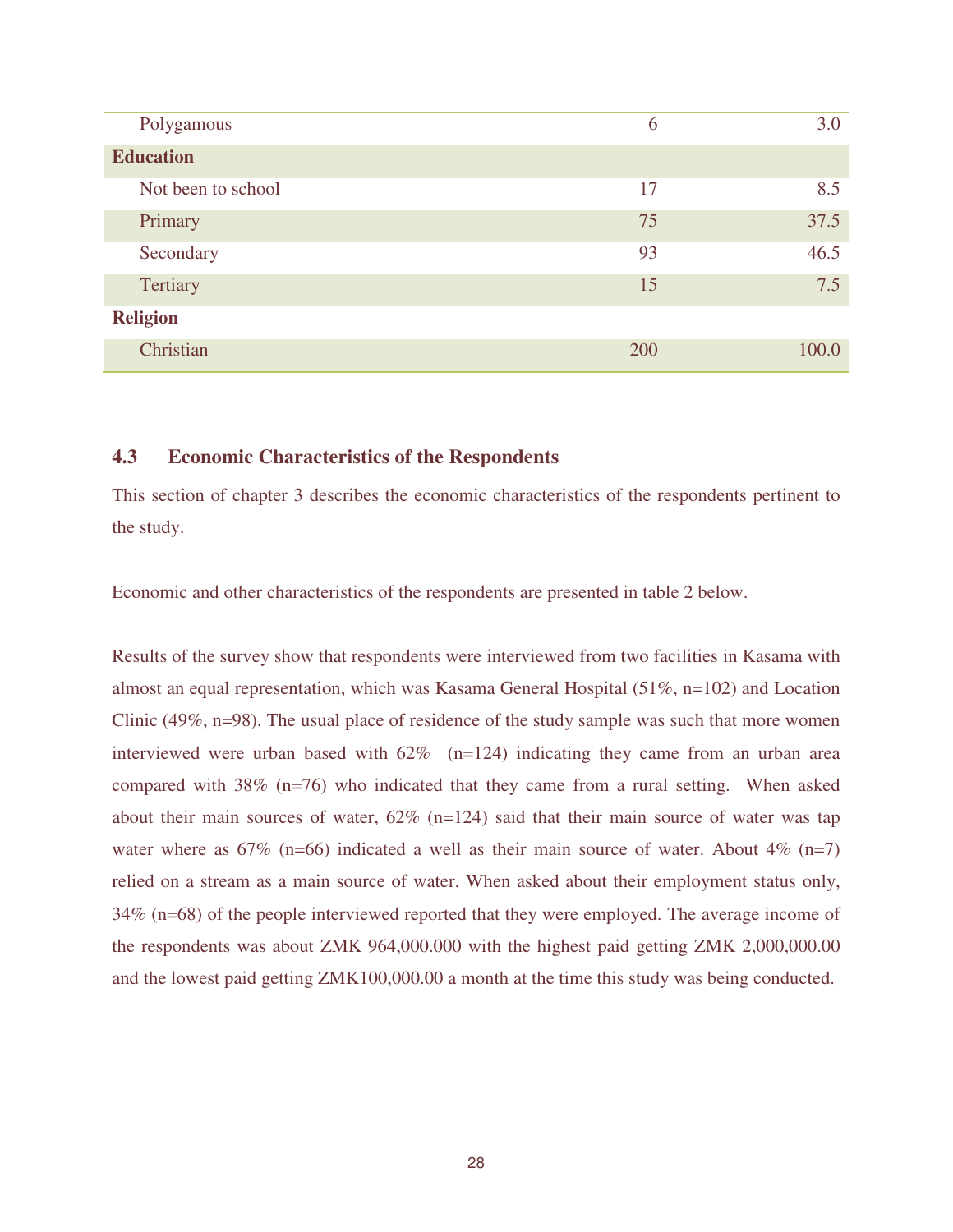| | | |
|---|---|---|
| Polygamous | 6 | 3.0 |
| **Education** | | |
| Not been to school | 17 | 8.5 |
| Primary | 75 | 37.5 |
| Secondary | 93 | 46.5 |
| Tertiary | 15 | 7.5 |
| **Religion** | | |
| Christian | 200 | 100.0 |

### 4.3 Economic Characteristics of the Respondents

This section of chapter 3 describes the economic characteristics of the respondents pertinent to the study.

Economic and other characteristics of the respondents are presented in table 2 below.

Results of the survey show that respondents were interviewed from two facilities in Kasama with almost an equal representation, which was Kasama General Hospital (51%, n=102) and Location Clinic (49%, n=98). The usual place of residence of the study sample was such that more women interviewed were urban based with 62% (n=124) indicating they came from an urban area compared with 38% (n=76) who indicated that they came from a rural setting. When asked about their main sources of water, 62% (n=124) said that their main source of water was tap water where as 67% (n=66) indicated a well as their main source of water. About 4% (n=7) relied on a stream as a main source of water. When asked about their employment status only, 34% (n=68) of the people interviewed reported that they were employed. The average income of the respondents was about ZMK 964,000.000 with the highest paid getting ZMK 2,000,000.00 and the lowest paid getting ZMK100,000.00 a month at the time this study was being conducted.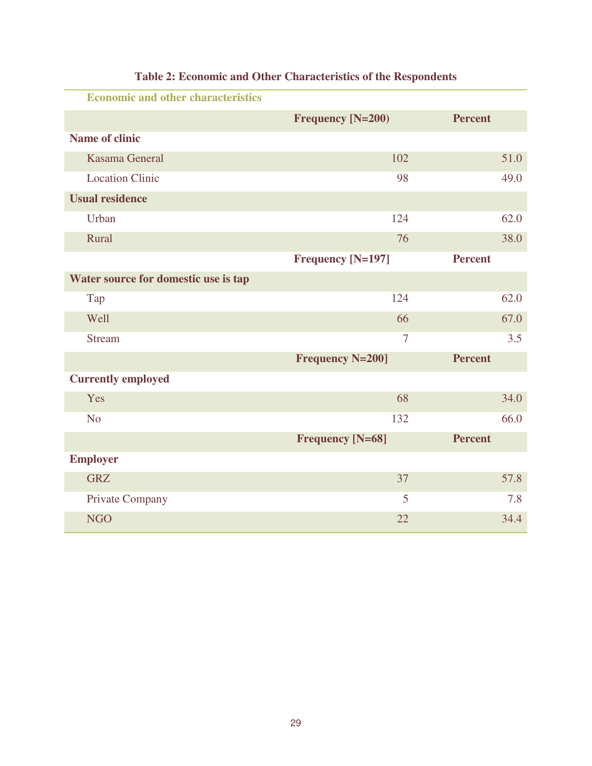**Table 2: Economic and Other Characteristics of the Respondents**

| Economic and other characteristics | | |
|---|---|---|
| | Frequency [N=200) | Percent |
| **Name of clinic** | | |
| Kasama General | 102 | 51.0 |
| Location Clinic | 98 | 49.0 |
| **Usual residence** | | |
| Urban | 124 | 62.0 |
| Rural | 76 | 38.0 |
| | **Frequency [N=197]** | **Percent** |
| **Water source for domestic use is tap** | | |
| Tap | 124 | 62.0 |
| Well | 66 | 67.0 |
| Stream | 7 | 3.5 |
| | **Frequency N=200]** | **Percent** |
| **Currently employed** | | |
| Yes | 68 | 34.0 |
| No | 132 | 66.0 |
| | **Frequency [N=68]** | **Percent** |
| **Employer** | | |
| GRZ | 37 | 57.8 |
| Private Company | 5 | 7.8 |
| NGO | 22 | 34.4 |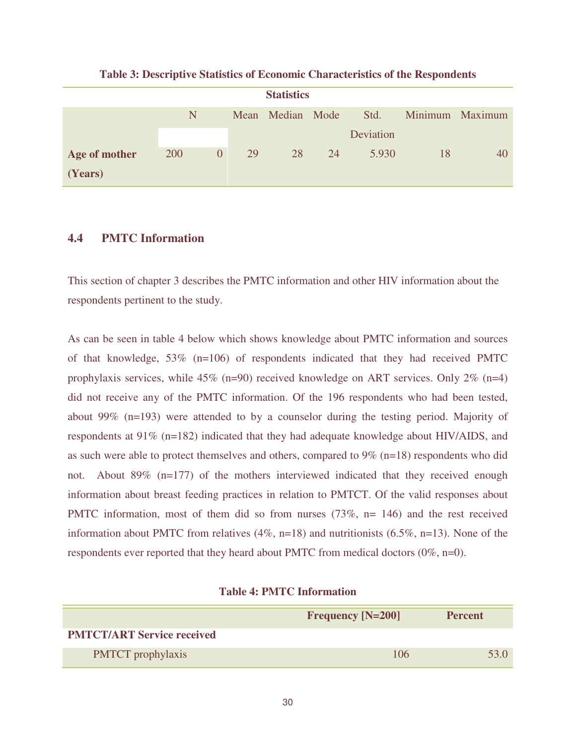**Table 3: Descriptive Statistics of Economic Characteristics of the Respondents**

| Statistics | | | | | | | | |
|---|---|---|---|---|---|---|---|---|
| | N | | Mean | Median | Mode | Std. Deviation | Minimum | Maximum |
| **Age of mother (Years)** | 200 | 0 | 29 | 28 | 24 | 5.930 | 18 | 40 |

### 4.4 PMTC Information

This section of chapter 3 describes the PMTC information and other HIV information about the respondents pertinent to the study.

As can be seen in table 4 below which shows knowledge about PMTC information and sources of that knowledge, 53% (n=106) of respondents indicated that they had received PMTC prophylaxis services, while 45% (n=90) received knowledge on ART services. Only 2% (n=4) did not receive any of the PMTC information. Of the 196 respondents who had been tested, about 99% (n=193) were attended to by a counselor during the testing period. Majority of respondents at 91% (n=182) indicated that they had adequate knowledge about HIV/AIDS, and as such were able to protect themselves and others, compared to 9% (n=18) respondents who did not. About 89% (n=177) of the mothers interviewed indicated that they received enough information about breast feeding practices in relation to PMTCT. Of the valid responses about PMTC information, most of them did so from nurses (73%, n= 146) and the rest received information about PMTC from relatives (4%, n=18) and nutritionists (6.5%, n=13). None of the respondents ever reported that they heard about PMTC from medical doctors (0%, n=0).

**Table 4: PMTC Information**

| | Frequency [N=200] | Percent |
|---|---|---|
| **PMTCT/ART Service received** | | |
| PMTCT prophylaxis | 106 | 53.0 |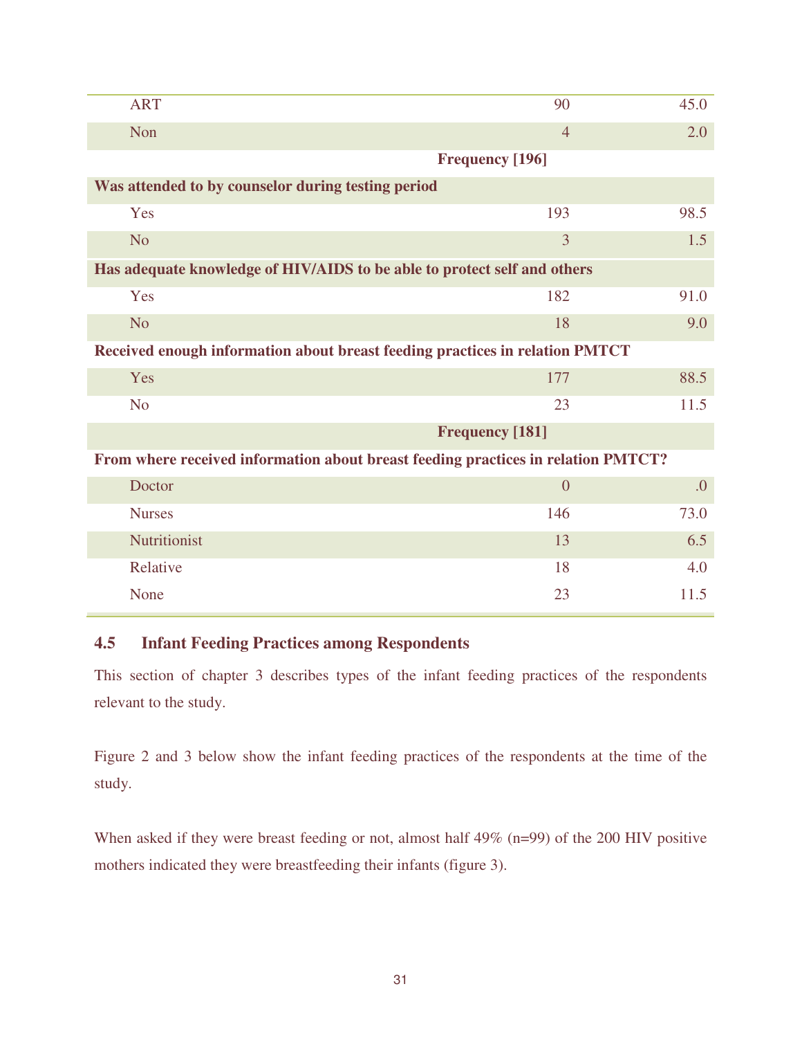| | | |
|---|---|---|
| ART | 90 | 45.0 |
| Non | 4 | 2.0 |
| | **Frequency [196]** | |
| **Was attended to by counselor during testing period** | | |
| Yes | 193 | 98.5 |
| No | 3 | 1.5 |
| **Has adequate knowledge of HIV/AIDS to be able to protect self and others** | | |
| Yes | 182 | 91.0 |
| No | 18 | 9.0 |
| **Received enough information about breast feeding practices in relation PMTCT** | | |
| Yes | 177 | 88.5 |
| No | 23 | 11.5 |
| | **Frequency [181]** | |
| **From where received information about breast feeding practices in relation PMTCT?** | | |
| Doctor | 0 | .0 |
| Nurses | 146 | 73.0 |
| Nutritionist | 13 | 6.5 |
| Relative | 18 | 4.0 |
| None | 23 | 11.5 |

## 4.5 Infant Feeding Practices among Respondents

This section of chapter 3 describes types of the infant feeding practices of the respondents relevant to the study.

Figure 2 and 3 below show the infant feeding practices of the respondents at the time of the study.

When asked if they were breast feeding or not, almost half 49% (n=99) of the 200 HIV positive mothers indicated they were breastfeeding their infants (figure 3).